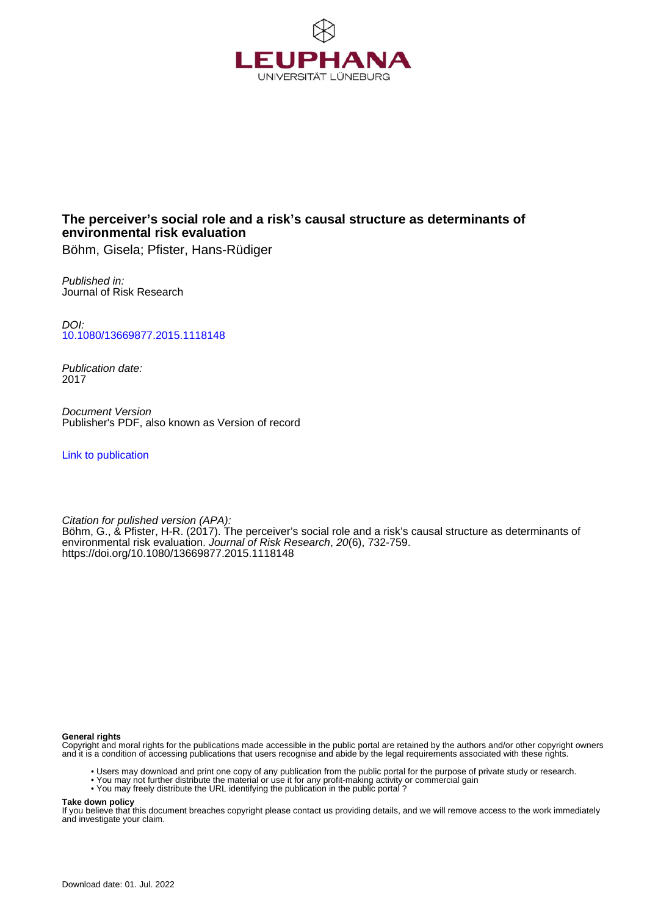LEUPHANA
UNIVERSITÄT LÜNEBURG

# The perceiver's social role and a risk's causal structure as determinants of environmental risk evaluation

Böhm, Gisela; Pfister, Hans-Rüdiger

*Published in:*
Journal of Risk Research

*DOI:*
10.1080/13669877.2015.1118148

*Publication date:*
2017

*Document Version*
Publisher's PDF, also known as Version of record

Link to publication

*Citation for pulished version (APA):*
Böhm, G., & Pfister, H-R. (2017). The perceiver's social role and a risk's causal structure as determinants of environmental risk evaluation. *Journal of Risk Research*, *20*(6), 732-759. https://doi.org/10.1080/13669877.2015.1118148

**General rights**
Copyright and moral rights for the publications made accessible in the public portal are retained by the authors and/or other copyright owners and it is a condition of accessing publications that users recognise and abide by the legal requirements associated with these rights.

- Users may download and print one copy of any publication from the public portal for the purpose of private study or research.
- You may not further distribute the material or use it for any profit-making activity or commercial gain
- You may freely distribute the URL identifying the publication in the public portal ?

**Take down policy**
If you believe that this document breaches copyright please contact us providing details, and we will remove access to the work immediately and investigate your claim.

Download date: 01. Jul. 2022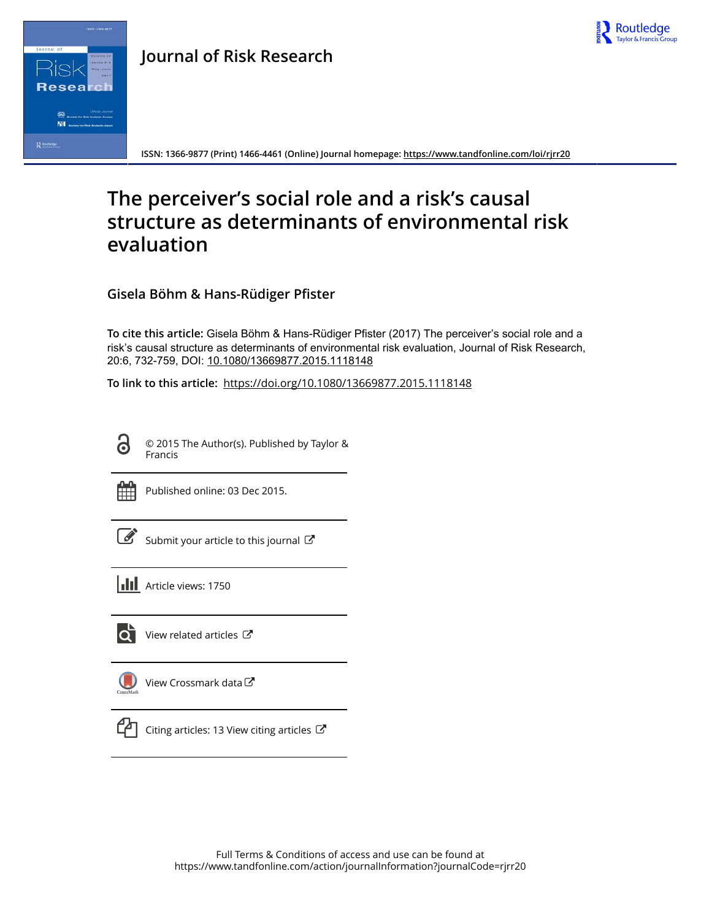Journal of Risk Research

ISSN: 1366-9877 (Print) 1466-4461 (Online) Journal homepage: https://www.tandfonline.com/loi/rjrr20

# The perceiver's social role and a risk's causal structure as determinants of environmental risk evaluation

**Gisela Böhm & Hans-Rüdiger Pfister**

**To cite this article:** Gisela Böhm & Hans-Rüdiger Pfister (2017) The perceiver's social role and a risk's causal structure as determinants of environmental risk evaluation, Journal of Risk Research, 20:6, 732-759, DOI: 10.1080/13669877.2015.1118148

**To link to this article:** https://doi.org/10.1080/13669877.2015.1118148

© 2015 The Author(s). Published by Taylor & Francis

Published online: 03 Dec 2015.

Submit your article to this journal

Article views: 1750

View related articles

View Crossmark data

Citing articles: 13 View citing articles

Full Terms & Conditions of access and use can be found at
https://www.tandfonline.com/action/journalInformation?journalCode=rjrr20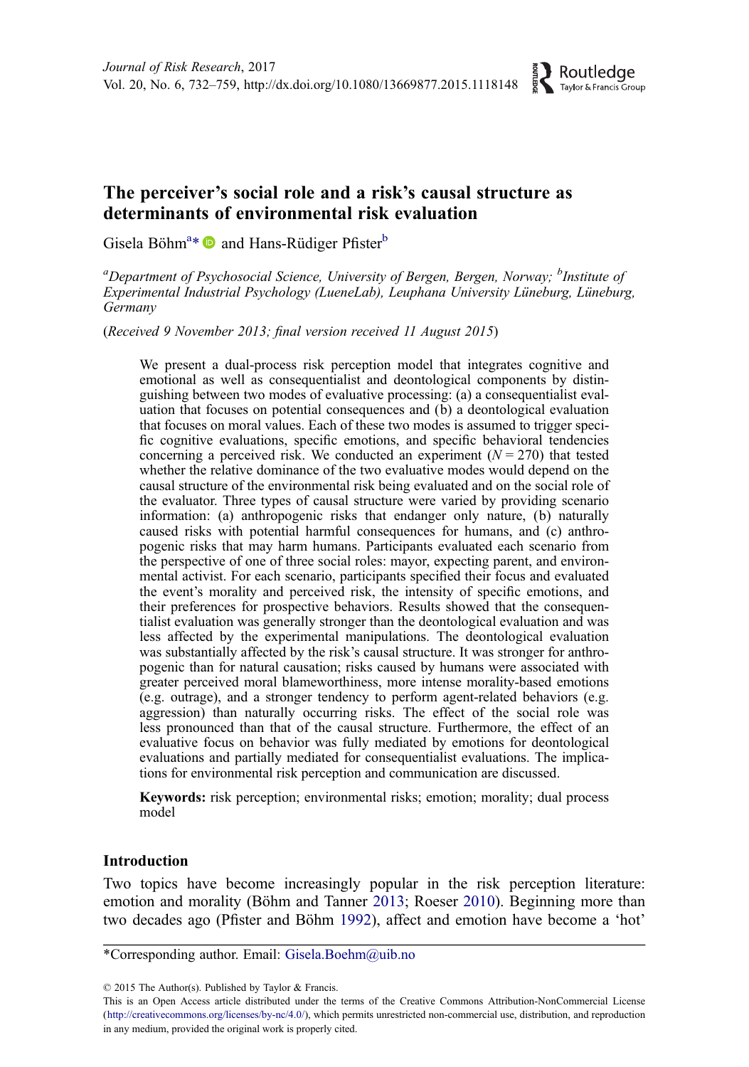Journal of Risk Research, 2017
Vol. 20, No. 6, 732–759, http://dx.doi.org/10.1080/13669877.2015.1118148

# The perceiver's social role and a risk's causal structure as determinants of environmental risk evaluation

Gisela Böhm[a]* and Hans-Rüdiger Pfister[b]

[a]*Department of Psychosocial Science, University of Bergen, Bergen, Norway;* [b]*Institute of Experimental Industrial Psychology (LueneLab), Leuphana University Lüneburg, Lüneburg, Germany*

(*Received 9 November 2013; final version received 11 August 2015*)

We present a dual-process risk perception model that integrates cognitive and emotional as well as consequentialist and deontological components by distinguishing between two modes of evaluative processing: (a) a consequentialist evaluation that focuses on potential consequences and (b) a deontological evaluation that focuses on moral values. Each of these two modes is assumed to trigger specific cognitive evaluations, specific emotions, and specific behavioral tendencies concerning a perceived risk. We conducted an experiment ($N = 270$) that tested whether the relative dominance of the two evaluative modes would depend on the causal structure of the environmental risk being evaluated and on the social role of the evaluator. Three types of causal structure were varied by providing scenario information: (a) anthropogenic risks that endanger only nature, (b) naturally caused risks with potential harmful consequences for humans, and (c) anthropogenic risks that may harm humans. Participants evaluated each scenario from the perspective of one of three social roles: mayor, expecting parent, and environmental activist. For each scenario, participants specified their focus and evaluated the event's morality and perceived risk, the intensity of specific emotions, and their preferences for prospective behaviors. Results showed that the consequentialist evaluation was generally stronger than the deontological evaluation and was less affected by the experimental manipulations. The deontological evaluation was substantially affected by the risk's causal structure. It was stronger for anthropogenic than for natural causation; risks caused by humans were associated with greater perceived moral blameworthiness, more intense morality-based emotions (e.g. outrage), and a stronger tendency to perform agent-related behaviors (e.g. aggression) than naturally occurring risks. The effect of the social role was less pronounced than that of the causal structure. Furthermore, the effect of an evaluative focus on behavior was fully mediated by emotions for deontological evaluations and partially mediated for consequentialist evaluations. The implications for environmental risk perception and communication are discussed.

**Keywords:** risk perception; environmental risks; emotion; morality; dual process model

## Introduction

Two topics have become increasingly popular in the risk perception literature: emotion and morality (Böhm and Tanner 2013; Roeser 2010). Beginning more than two decades ago (Pfister and Böhm 1992), affect and emotion have become a 'hot'

*Corresponding author. Email: Gisela.Boehm@uib.no

© 2015 The Author(s). Published by Taylor & Francis.
This is an Open Access article distributed under the terms of the Creative Commons Attribution-NonCommercial License (http://creativecommons.org/licenses/by-nc/4.0/), which permits unrestricted non-commercial use, distribution, and reproduction in any medium, provided the original work is properly cited.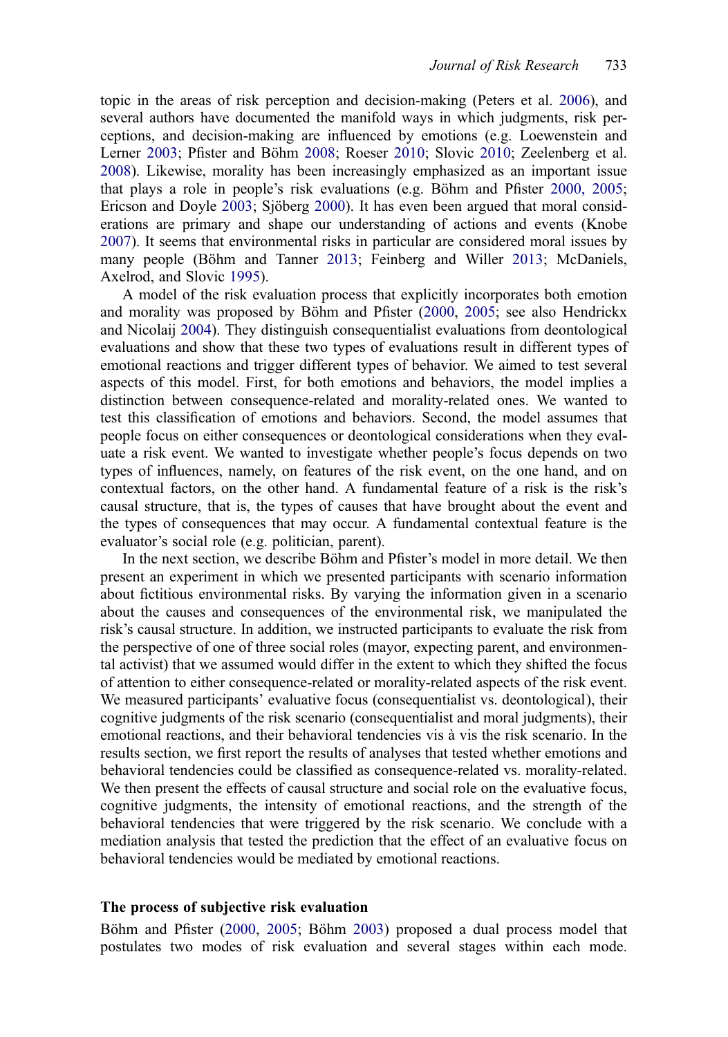topic in the areas of risk perception and decision-making (Peters et al. 2006), and several authors have documented the manifold ways in which judgments, risk perceptions, and decision-making are influenced by emotions (e.g. Loewenstein and Lerner 2003; Pfister and Böhm 2008; Roeser 2010; Slovic 2010; Zeelenberg et al. 2008). Likewise, morality has been increasingly emphasized as an important issue that plays a role in people's risk evaluations (e.g. Böhm and Pfister 2000, 2005; Ericson and Doyle 2003; Sjöberg 2000). It has even been argued that moral considerations are primary and shape our understanding of actions and events (Knobe 2007). It seems that environmental risks in particular are considered moral issues by many people (Böhm and Tanner 2013; Feinberg and Willer 2013; McDaniels, Axelrod, and Slovic 1995).

A model of the risk evaluation process that explicitly incorporates both emotion and morality was proposed by Böhm and Pfister (2000, 2005; see also Hendrickx and Nicolaij 2004). They distinguish consequentialist evaluations from deontological evaluations and show that these two types of evaluations result in different types of emotional reactions and trigger different types of behavior. We aimed to test several aspects of this model. First, for both emotions and behaviors, the model implies a distinction between consequence-related and morality-related ones. We wanted to test this classification of emotions and behaviors. Second, the model assumes that people focus on either consequences or deontological considerations when they evaluate a risk event. We wanted to investigate whether people's focus depends on two types of influences, namely, on features of the risk event, on the one hand, and on contextual factors, on the other hand. A fundamental feature of a risk is the risk's causal structure, that is, the types of causes that have brought about the event and the types of consequences that may occur. A fundamental contextual feature is the evaluator's social role (e.g. politician, parent).

In the next section, we describe Böhm and Pfister's model in more detail. We then present an experiment in which we presented participants with scenario information about fictitious environmental risks. By varying the information given in a scenario about the causes and consequences of the environmental risk, we manipulated the risk's causal structure. In addition, we instructed participants to evaluate the risk from the perspective of one of three social roles (mayor, expecting parent, and environmental activist) that we assumed would differ in the extent to which they shifted the focus of attention to either consequence-related or morality-related aspects of the risk event. We measured participants' evaluative focus (consequentialist vs. deontological), their cognitive judgments of the risk scenario (consequentialist and moral judgments), their emotional reactions, and their behavioral tendencies vis à vis the risk scenario. In the results section, we first report the results of analyses that tested whether emotions and behavioral tendencies could be classified as consequence-related vs. morality-related. We then present the effects of causal structure and social role on the evaluative focus, cognitive judgments, the intensity of emotional reactions, and the strength of the behavioral tendencies that were triggered by the risk scenario. We conclude with a mediation analysis that tested the prediction that the effect of an evaluative focus on behavioral tendencies would be mediated by emotional reactions.

## The process of subjective risk evaluation

Böhm and Pfister (2000, 2005; Böhm 2003) proposed a dual process model that postulates two modes of risk evaluation and several stages within each mode.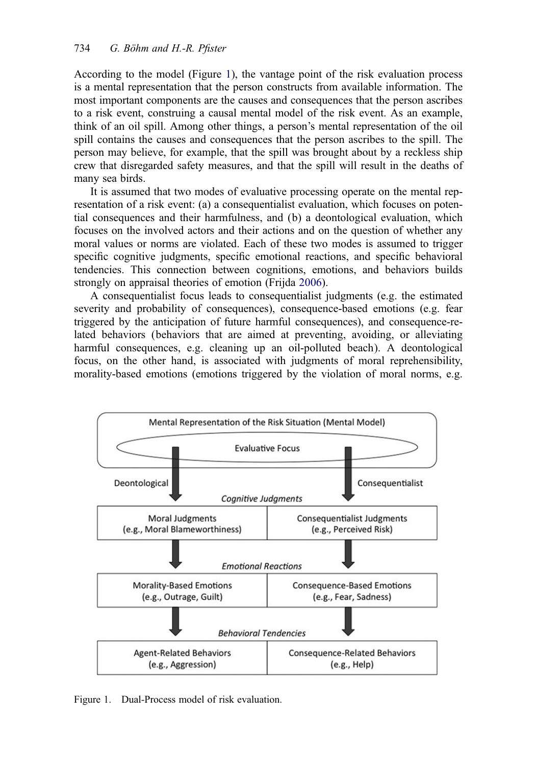According to the model (Figure 1), the vantage point of the risk evaluation process is a mental representation that the person constructs from available information. The most important components are the causes and consequences that the person ascribes to a risk event, construing a causal mental model of the risk event. As an example, think of an oil spill. Among other things, a person's mental representation of the oil spill contains the causes and consequences that the person ascribes to the spill. The person may believe, for example, that the spill was brought about by a reckless ship crew that disregarded safety measures, and that the spill will result in the deaths of many sea birds.

It is assumed that two modes of evaluative processing operate on the mental representation of a risk event: (a) a consequentialist evaluation, which focuses on potential consequences and their harmfulness, and (b) a deontological evaluation, which focuses on the involved actors and their actions and on the question of whether any moral values or norms are violated. Each of these two modes is assumed to trigger specific cognitive judgments, specific emotional reactions, and specific behavioral tendencies. This connection between cognitions, emotions, and behaviors builds strongly on appraisal theories of emotion (Frijda 2006).

A consequentialist focus leads to consequentialist judgments (e.g. the estimated severity and probability of consequences), consequence-based emotions (e.g. fear triggered by the anticipation of future harmful consequences), and consequence-related behaviors (behaviors that are aimed at preventing, avoiding, or alleviating harmful consequences, e.g. cleaning up an oil-polluted beach). A deontological focus, on the other hand, is associated with judgments of moral reprehensibility, morality-based emotions (emotions triggered by the violation of moral norms, e.g.

Mental Representation of the Risk Situation (Mental Model) — Evaluative Focus

| | Deontological | Consequentialist |
|---|---|---|
| *Cognitive Judgments* | Moral Judgments (e.g., Moral Blameworthiness) | Consequentialist Judgments (e.g., Perceived Risk) |
| *Emotional Reactions* | Morality-Based Emotions (e.g., Outrage, Guilt) | Consequence-Based Emotions (e.g., Fear, Sadness) |
| *Behavioral Tendencies* | Agent-Related Behaviors (e.g., Aggression) | Consequence-Related Behaviors (e.g., Help) |

Figure 1. Dual-Process model of risk evaluation.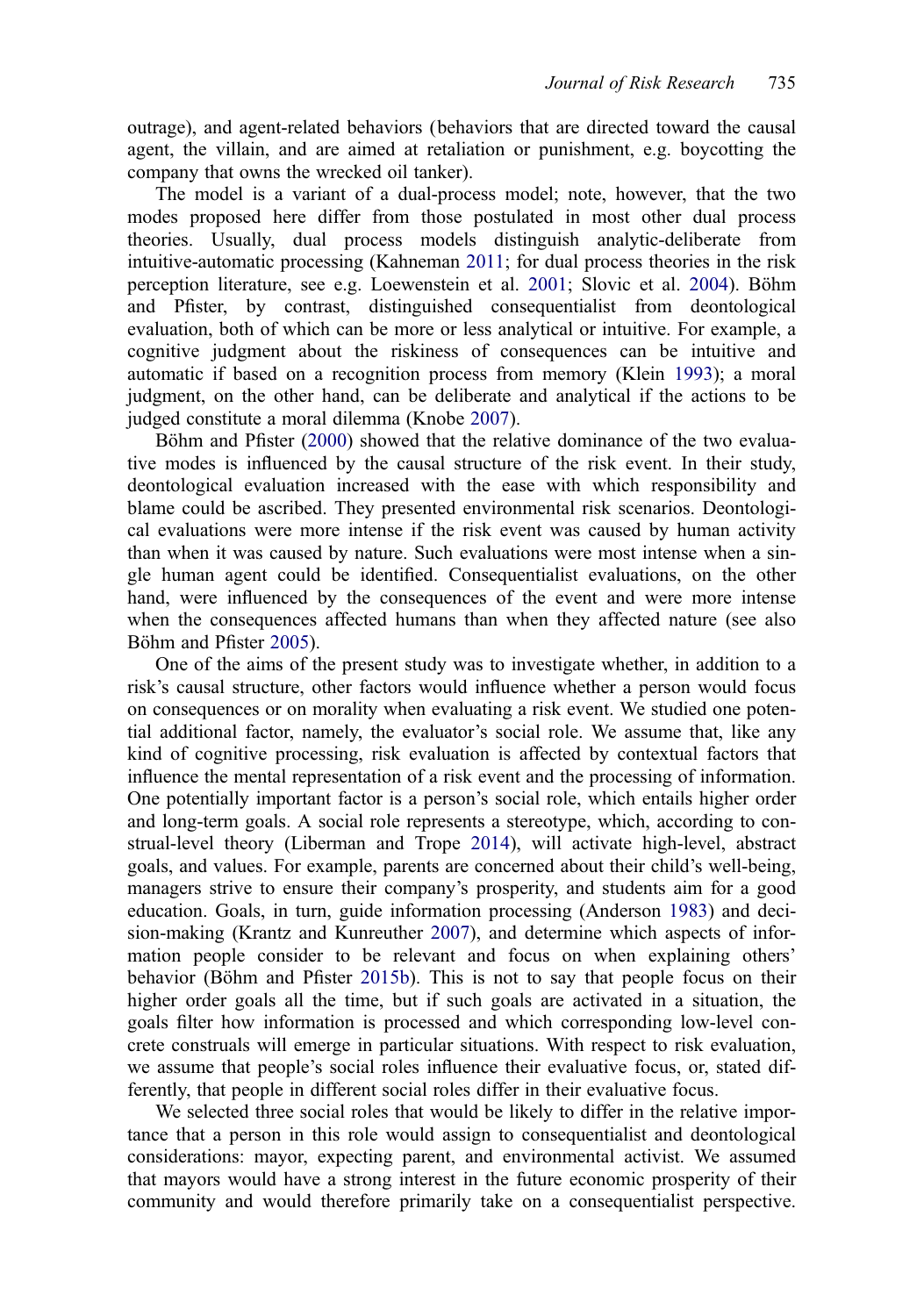outrage), and agent-related behaviors (behaviors that are directed toward the causal agent, the villain, and are aimed at retaliation or punishment, e.g. boycotting the company that owns the wrecked oil tanker).

The model is a variant of a dual-process model; note, however, that the two modes proposed here differ from those postulated in most other dual process theories. Usually, dual process models distinguish analytic-deliberate from intuitive-automatic processing (Kahneman 2011; for dual process theories in the risk perception literature, see e.g. Loewenstein et al. 2001; Slovic et al. 2004). Böhm and Pfister, by contrast, distinguished consequentialist from deontological evaluation, both of which can be more or less analytical or intuitive. For example, a cognitive judgment about the riskiness of consequences can be intuitive and automatic if based on a recognition process from memory (Klein 1993); a moral judgment, on the other hand, can be deliberate and analytical if the actions to be judged constitute a moral dilemma (Knobe 2007).

Böhm and Pfister (2000) showed that the relative dominance of the two evaluative modes is influenced by the causal structure of the risk event. In their study, deontological evaluation increased with the ease with which responsibility and blame could be ascribed. They presented environmental risk scenarios. Deontological evaluations were more intense if the risk event was caused by human activity than when it was caused by nature. Such evaluations were most intense when a single human agent could be identified. Consequentialist evaluations, on the other hand, were influenced by the consequences of the event and were more intense when the consequences affected humans than when they affected nature (see also Böhm and Pfister 2005).

One of the aims of the present study was to investigate whether, in addition to a risk's causal structure, other factors would influence whether a person would focus on consequences or on morality when evaluating a risk event. We studied one potential additional factor, namely, the evaluator's social role. We assume that, like any kind of cognitive processing, risk evaluation is affected by contextual factors that influence the mental representation of a risk event and the processing of information. One potentially important factor is a person's social role, which entails higher order and long-term goals. A social role represents a stereotype, which, according to construal-level theory (Liberman and Trope 2014), will activate high-level, abstract goals, and values. For example, parents are concerned about their child's well-being, managers strive to ensure their company's prosperity, and students aim for a good education. Goals, in turn, guide information processing (Anderson 1983) and decision-making (Krantz and Kunreuther 2007), and determine which aspects of information people consider to be relevant and focus on when explaining others' behavior (Böhm and Pfister 2015b). This is not to say that people focus on their higher order goals all the time, but if such goals are activated in a situation, the goals filter how information is processed and which corresponding low-level concrete construals will emerge in particular situations. With respect to risk evaluation, we assume that people's social roles influence their evaluative focus, or, stated differently, that people in different social roles differ in their evaluative focus.

We selected three social roles that would be likely to differ in the relative importance that a person in this role would assign to consequentialist and deontological considerations: mayor, expecting parent, and environmental activist. We assumed that mayors would have a strong interest in the future economic prosperity of their community and would therefore primarily take on a consequentialist perspective.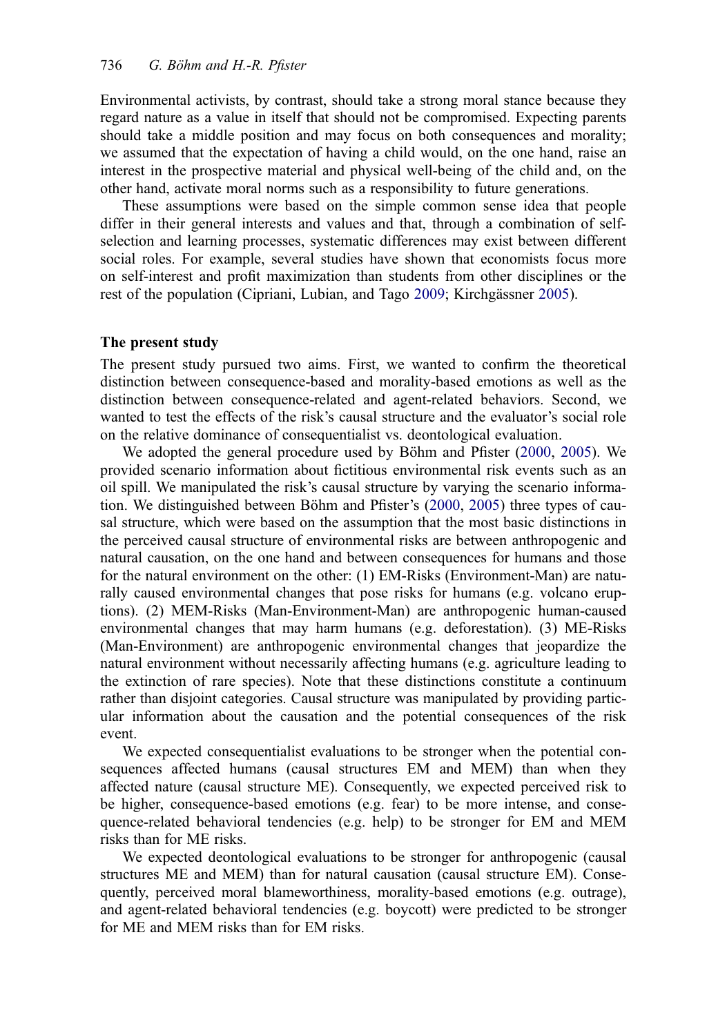Environmental activists, by contrast, should take a strong moral stance because they regard nature as a value in itself that should not be compromised. Expecting parents should take a middle position and may focus on both consequences and morality; we assumed that the expectation of having a child would, on the one hand, raise an interest in the prospective material and physical well-being of the child and, on the other hand, activate moral norms such as a responsibility to future generations.

These assumptions were based on the simple common sense idea that people differ in their general interests and values and that, through a combination of self-selection and learning processes, systematic differences may exist between different social roles. For example, several studies have shown that economists focus more on self-interest and profit maximization than students from other disciplines or the rest of the population (Cipriani, Lubian, and Tago 2009; Kirchgässner 2005).

### The present study

The present study pursued two aims. First, we wanted to confirm the theoretical distinction between consequence-based and morality-based emotions as well as the distinction between consequence-related and agent-related behaviors. Second, we wanted to test the effects of the risk's causal structure and the evaluator's social role on the relative dominance of consequentialist vs. deontological evaluation.

We adopted the general procedure used by Böhm and Pfister (2000, 2005). We provided scenario information about fictitious environmental risk events such as an oil spill. We manipulated the risk's causal structure by varying the scenario information. We distinguished between Böhm and Pfister's (2000, 2005) three types of causal structure, which were based on the assumption that the most basic distinctions in the perceived causal structure of environmental risks are between anthropogenic and natural causation, on the one hand and between consequences for humans and those for the natural environment on the other: (1) EM-Risks (Environment-Man) are naturally caused environmental changes that pose risks for humans (e.g. volcano eruptions). (2) MEM-Risks (Man-Environment-Man) are anthropogenic human-caused environmental changes that may harm humans (e.g. deforestation). (3) ME-Risks (Man-Environment) are anthropogenic environmental changes that jeopardize the natural environment without necessarily affecting humans (e.g. agriculture leading to the extinction of rare species). Note that these distinctions constitute a continuum rather than disjoint categories. Causal structure was manipulated by providing particular information about the causation and the potential consequences of the risk event.

We expected consequentialist evaluations to be stronger when the potential consequences affected humans (causal structures EM and MEM) than when they affected nature (causal structure ME). Consequently, we expected perceived risk to be higher, consequence-based emotions (e.g. fear) to be more intense, and consequence-related behavioral tendencies (e.g. help) to be stronger for EM and MEM risks than for ME risks.

We expected deontological evaluations to be stronger for anthropogenic (causal structures ME and MEM) than for natural causation (causal structure EM). Consequently, perceived moral blameworthiness, morality-based emotions (e.g. outrage), and agent-related behavioral tendencies (e.g. boycott) were predicted to be stronger for ME and MEM risks than for EM risks.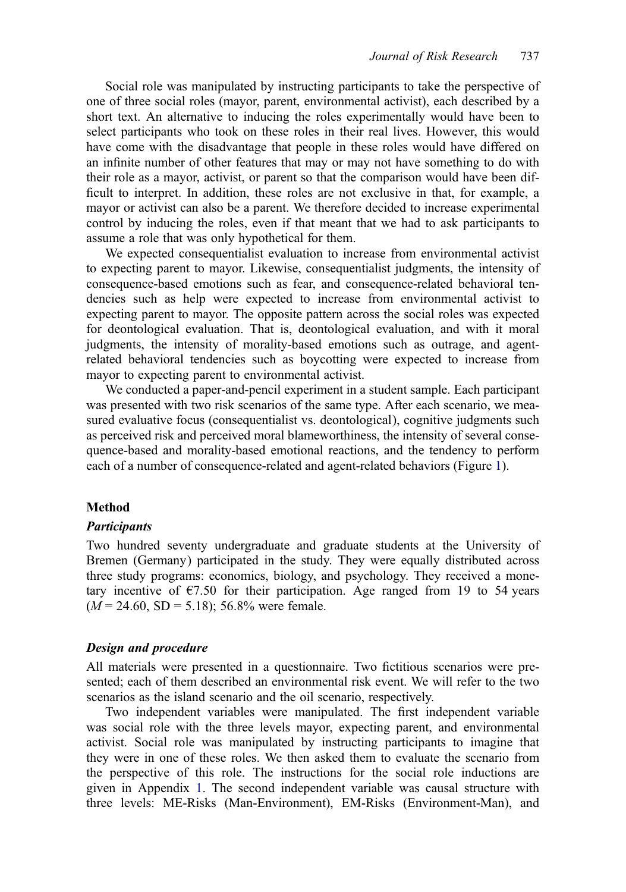Social role was manipulated by instructing participants to take the perspective of one of three social roles (mayor, parent, environmental activist), each described by a short text. An alternative to inducing the roles experimentally would have been to select participants who took on these roles in their real lives. However, this would have come with the disadvantage that people in these roles would have differed on an infinite number of other features that may or may not have something to do with their role as a mayor, activist, or parent so that the comparison would have been difficult to interpret. In addition, these roles are not exclusive in that, for example, a mayor or activist can also be a parent. We therefore decided to increase experimental control by inducing the roles, even if that meant that we had to ask participants to assume a role that was only hypothetical for them.

We expected consequentialist evaluation to increase from environmental activist to expecting parent to mayor. Likewise, consequentialist judgments, the intensity of consequence-based emotions such as fear, and consequence-related behavioral tendencies such as help were expected to increase from environmental activist to expecting parent to mayor. The opposite pattern across the social roles was expected for deontological evaluation. That is, deontological evaluation, and with it moral judgments, the intensity of morality-based emotions such as outrage, and agent-related behavioral tendencies such as boycotting were expected to increase from mayor to expecting parent to environmental activist.

We conducted a paper-and-pencil experiment in a student sample. Each participant was presented with two risk scenarios of the same type. After each scenario, we measured evaluative focus (consequentialist vs. deontological), cognitive judgments such as perceived risk and perceived moral blameworthiness, the intensity of several consequence-based and morality-based emotional reactions, and the tendency to perform each of a number of consequence-related and agent-related behaviors (Figure 1).

## Method

### *Participants*

Two hundred seventy undergraduate and graduate students at the University of Bremen (Germany) participated in the study. They were equally distributed across three study programs: economics, biology, and psychology. They received a monetary incentive of €7.50 for their participation. Age ranged from 19 to 54 years ($M = 24.60$, SD = 5.18); 56.8% were female.

### *Design and procedure*

All materials were presented in a questionnaire. Two fictitious scenarios were presented; each of them described an environmental risk event. We will refer to the two scenarios as the island scenario and the oil scenario, respectively.

Two independent variables were manipulated. The first independent variable was social role with the three levels mayor, expecting parent, and environmental activist. Social role was manipulated by instructing participants to imagine that they were in one of these roles. We then asked them to evaluate the scenario from the perspective of this role. The instructions for the social role inductions are given in Appendix 1. The second independent variable was causal structure with three levels: ME-Risks (Man-Environment), EM-Risks (Environment-Man), and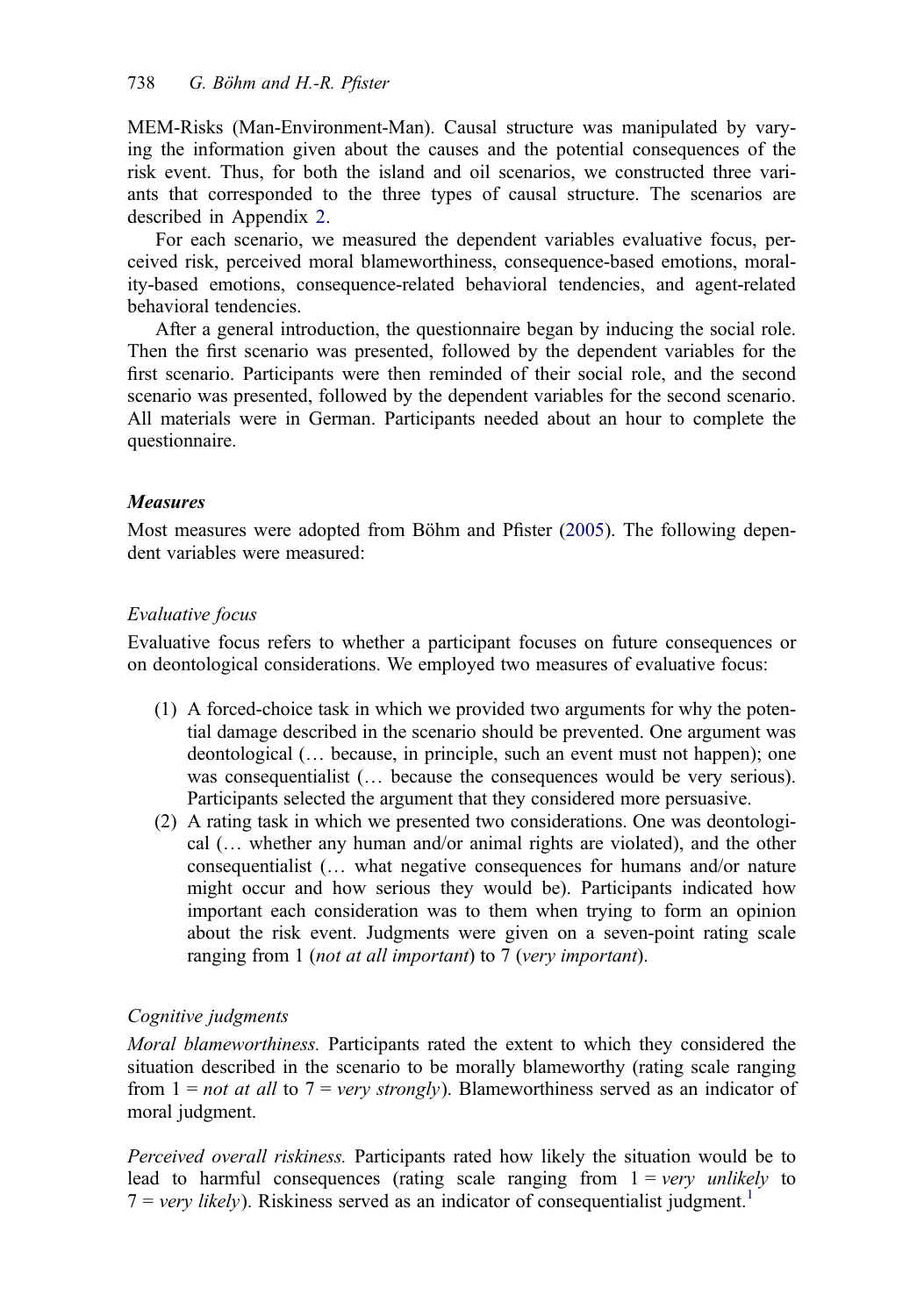MEM-Risks (Man-Environment-Man). Causal structure was manipulated by varying the information given about the causes and the potential consequences of the risk event. Thus, for both the island and oil scenarios, we constructed three variants that corresponded to the three types of causal structure. The scenarios are described in Appendix 2.

For each scenario, we measured the dependent variables evaluative focus, perceived risk, perceived moral blameworthiness, consequence-based emotions, morality-based emotions, consequence-related behavioral tendencies, and agent-related behavioral tendencies.

After a general introduction, the questionnaire began by inducing the social role. Then the first scenario was presented, followed by the dependent variables for the first scenario. Participants were then reminded of their social role, and the second scenario was presented, followed by the dependent variables for the second scenario. All materials were in German. Participants needed about an hour to complete the questionnaire.

### Measures

Most measures were adopted from Böhm and Pfister (2005). The following dependent variables were measured:

#### *Evaluative focus*

Evaluative focus refers to whether a participant focuses on future consequences or on deontological considerations. We employed two measures of evaluative focus:

(1) A forced-choice task in which we provided two arguments for why the potential damage described in the scenario should be prevented. One argument was deontological (… because, in principle, such an event must not happen); one was consequentialist (… because the consequences would be very serious). Participants selected the argument that they considered more persuasive.

(2) A rating task in which we presented two considerations. One was deontological (… whether any human and/or animal rights are violated), and the other consequentialist (… what negative consequences for humans and/or nature might occur and how serious they would be). Participants indicated how important each consideration was to them when trying to form an opinion about the risk event. Judgments were given on a seven-point rating scale ranging from 1 (*not at all important*) to 7 (*very important*).

#### *Cognitive judgments*

*Moral blameworthiness.* Participants rated the extent to which they considered the situation described in the scenario to be morally blameworthy (rating scale ranging from 1 = *not at all* to 7 = *very strongly*). Blameworthiness served as an indicator of moral judgment.

*Perceived overall riskiness.* Participants rated how likely the situation would be to lead to harmful consequences (rating scale ranging from 1 = *very unlikely* to 7 = *very likely*). Riskiness served as an indicator of consequentialist judgment.[1]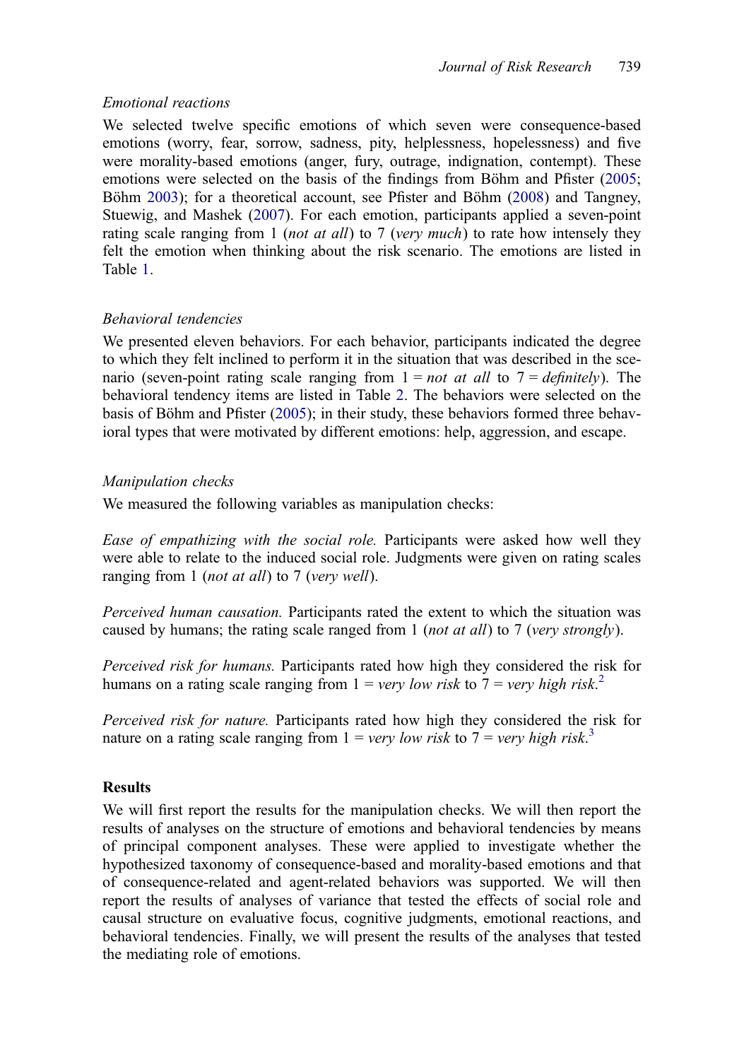*Emotional reactions*

We selected twelve specific emotions of which seven were consequence-based emotions (worry, fear, sorrow, sadness, pity, helplessness, hopelessness) and five were morality-based emotions (anger, fury, outrage, indignation, contempt). These emotions were selected on the basis of the findings from Böhm and Pfister (2005; Böhm 2003); for a theoretical account, see Pfister and Böhm (2008) and Tangney, Stuewig, and Mashek (2007). For each emotion, participants applied a seven-point rating scale ranging from 1 (*not at all*) to 7 (*very much*) to rate how intensely they felt the emotion when thinking about the risk scenario. The emotions are listed in Table 1.

*Behavioral tendencies*

We presented eleven behaviors. For each behavior, participants indicated the degree to which they felt inclined to perform it in the situation that was described in the scenario (seven-point rating scale ranging from 1 = *not at all* to 7 = *definitely*). The behavioral tendency items are listed in Table 2. The behaviors were selected on the basis of Böhm and Pfister (2005); in their study, these behaviors formed three behavioral types that were motivated by different emotions: help, aggression, and escape.

*Manipulation checks*

We measured the following variables as manipulation checks:

*Ease of empathizing with the social role.* Participants were asked how well they were able to relate to the induced social role. Judgments were given on rating scales ranging from 1 (*not at all*) to 7 (*very well*).

*Perceived human causation.* Participants rated the extent to which the situation was caused by humans; the rating scale ranged from 1 (*not at all*) to 7 (*very strongly*).

*Perceived risk for humans.* Participants rated how high they considered the risk for humans on a rating scale ranging from 1 = *very low risk* to 7 = *very high risk*.[2]

*Perceived risk for nature.* Participants rated how high they considered the risk for nature on a rating scale ranging from 1 = *very low risk* to 7 = *very high risk*.[3]

## Results

We will first report the results for the manipulation checks. We will then report the results of analyses on the structure of emotions and behavioral tendencies by means of principal component analyses. These were applied to investigate whether the hypothesized taxonomy of consequence-based and morality-based emotions and that of consequence-related and agent-related behaviors was supported. We will then report the results of analyses of variance that tested the effects of social role and causal structure on evaluative focus, cognitive judgments, emotional reactions, and behavioral tendencies. Finally, we will present the results of the analyses that tested the mediating role of emotions.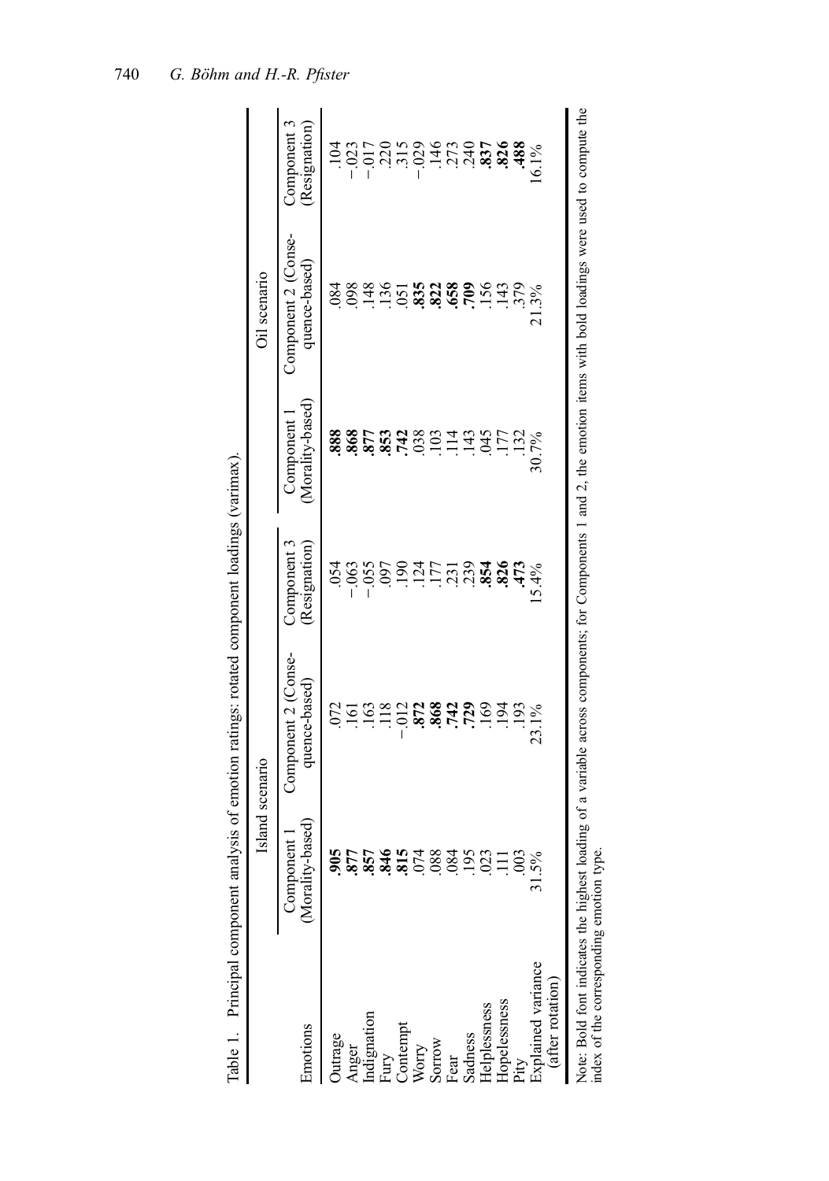Table 1. Principal component analysis of emotion ratings: rotated component loadings (varimax).

| Emotions | Island scenario | | | Oil scenario | | |
|---|---|---|---|---|---|---|
| | Component 1 (Morality-based) | Component 2 (Consequence-based) | Component 3 (Resignation) | Component 1 (Morality-based) | Component 2 (Consequence-based) | Component 3 (Resignation) |
| Outrage | **.905** | .072 | .054 | **.888** | .084 | .104 |
| Anger | **.877** | .161 | −.063 | **.868** | .098 | −.023 |
| Indignation | **.857** | .163 | −.055 | **.877** | .148 | −.017 |
| Fury | **.846** | .118 | .097 | **.853** | .136 | .220 |
| Contempt | **.815** | −.012 | .190 | **.742** | .051 | .315 |
| Worry | .074 | **.872** | .124 | .038 | **.835** | −.029 |
| Sorrow | .088 | **.868** | .177 | .103 | **.822** | .146 |
| Fear | .084 | **.742** | .231 | .114 | **.658** | .273 |
| Sadness | .195 | **.729** | .239 | .143 | **.709** | .240 |
| Helplessness | .023 | .169 | **.854** | .045 | .156 | **.837** |
| Hopelessness | .111 | .194 | **.826** | .177 | .143 | **.826** |
| Pity | .003 | .193 | **.473** | .132 | .379 | **.488** |
| Explained variance (after rotation) | 31.5% | 23.1% | 15.4% | 30.7% | 21.3% | 16.1% |

Note: Bold font indicates the highest loading of a variable across components; for Components 1 and 2, the emotion items with bold loadings were used to compute the index of the corresponding emotion type.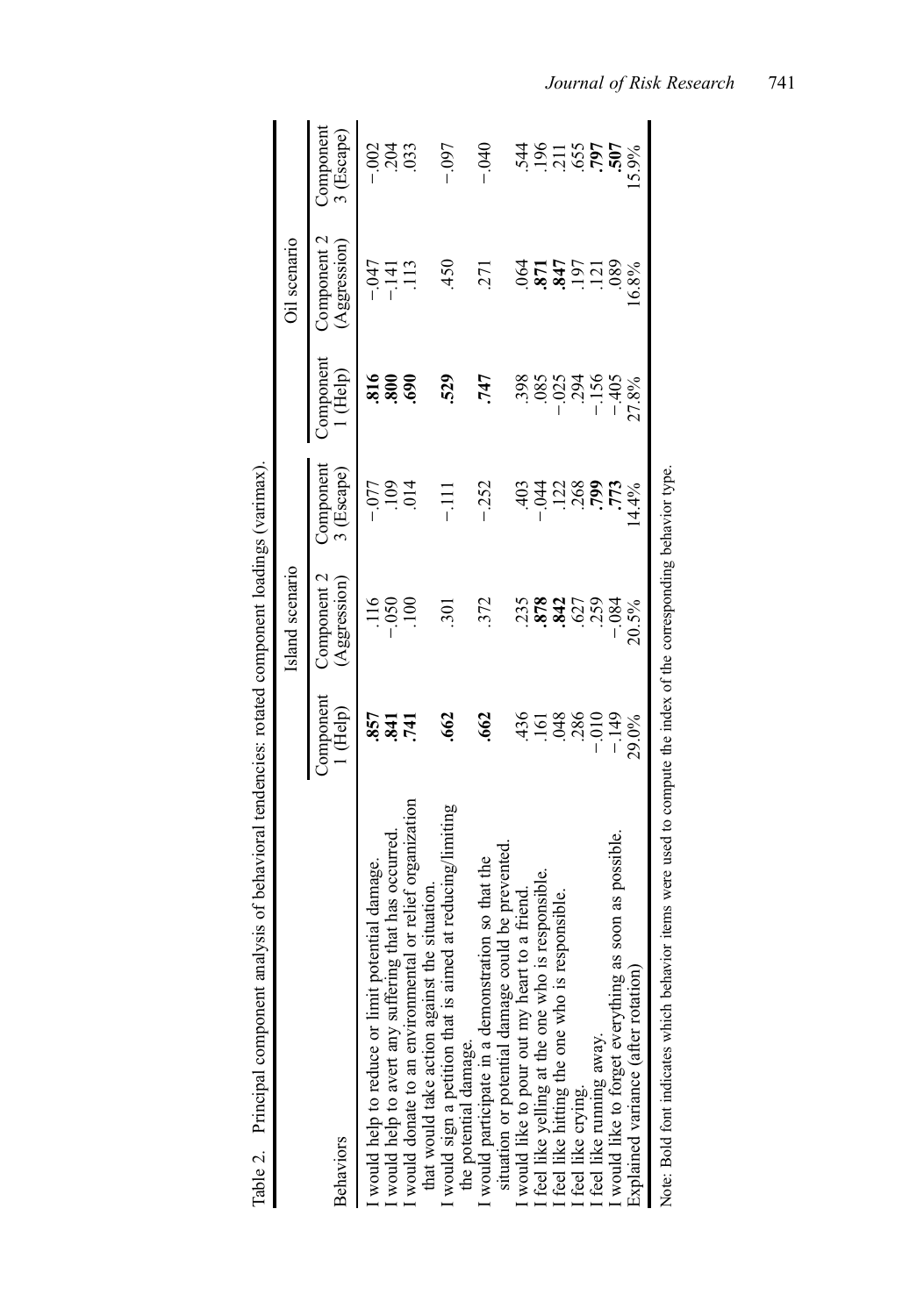Table 2. Principal component analysis of behavioral tendencies: rotated component loadings (varimax).

| Behaviors | Island scenario | | | Oil scenario | | |
|---|---|---|---|---|---|---|
| | Component 1 (Help) | Component 2 (Aggression) | Component 3 (Escape) | Component 1 (Help) | Component 2 (Aggression) | Component 3 (Escape) |
| I would help to reduce or limit potential damage. | **.857** | .116 | −.077 | **.816** | −.047 | −.002 |
| I would help to avert any suffering that has occurred. | **.841** | −.050 | .109 | **.800** | −.141 | .204 |
| I would donate to an environmental or relief organization that would take action against the situation. | **.741** | .100 | .014 | **.690** | .113 | .033 |
| I would sign a petition that is aimed at reducing/limiting the potential damage. | **.662** | .301 | −.111 | **.529** | .450 | −.097 |
| I would participate in a demonstration so that the situation or potential damage could be prevented. | **.662** | .372 | −.252 | **.747** | .271 | −.040 |
| I would like to pour out my heart to a friend. | .436 | .235 | .403 | .398 | .064 | .544 |
| I feel like yelling at the one who is responsible. | .161 | **.878** | −.044 | .085 | **.871** | .196 |
| I feel like hitting the one who is responsible. | .048 | **.842** | .122 | −.025 | **.847** | .211 |
| I feel like crying. | .286 | .627 | .268 | .294 | .197 | .655 |
| I feel like running away. | −.010 | .259 | **.799** | −.156 | .121 | **.797** |
| I would like to forget everything as soon as possible. | −.149 | −.084 | **.773** | −.405 | .089 | **.507** |
| Explained variance (after rotation) | 29.0% | 20.5% | 14.4% | 27.8% | 16.8% | 15.9% |

Note: Bold font indicates which behavior items were used to compute the index of the corresponding behavior type.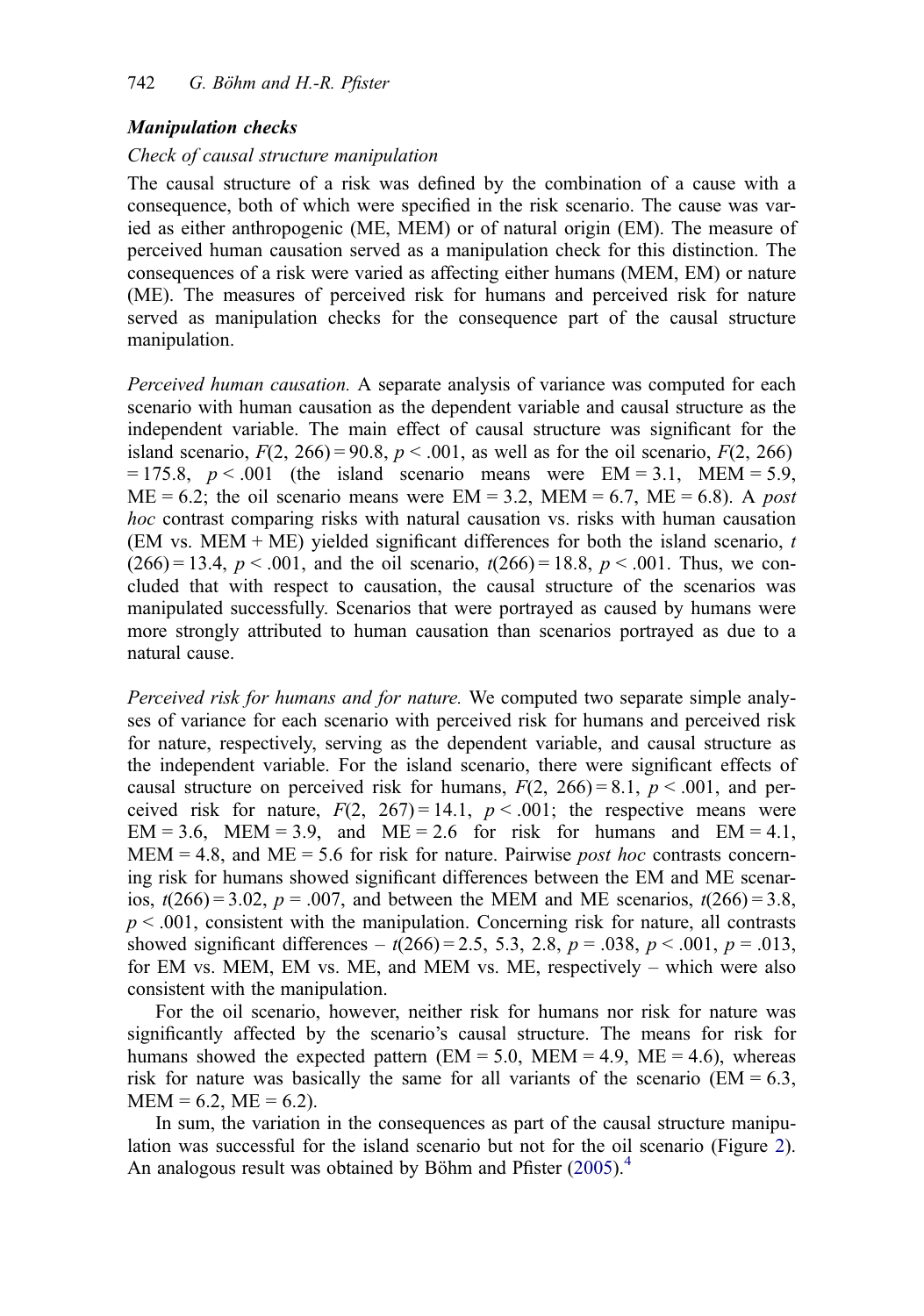### *Manipulation checks*

#### *Check of causal structure manipulation*

The causal structure of a risk was defined by the combination of a cause with a consequence, both of which were specified in the risk scenario. The cause was varied as either anthropogenic (ME, MEM) or of natural origin (EM). The measure of perceived human causation served as a manipulation check for this distinction. The consequences of a risk were varied as affecting either humans (MEM, EM) or nature (ME). The measures of perceived risk for humans and perceived risk for nature served as manipulation checks for the consequence part of the causal structure manipulation.

*Perceived human causation.* A separate analysis of variance was computed for each scenario with human causation as the dependent variable and causal structure as the independent variable. The main effect of causal structure was significant for the island scenario, $F(2, 266) = 90.8$, $p < .001$, as well as for the oil scenario, $F(2, 266) = 175.8$, $p < .001$ (the island scenario means were EM = 3.1, MEM = 5.9, ME = 6.2; the oil scenario means were EM = 3.2, MEM = 6.7, ME = 6.8). A *post hoc* contrast comparing risks with natural causation vs. risks with human causation (EM vs. MEM + ME) yielded significant differences for both the island scenario, $t(266) = 13.4$, $p < .001$, and the oil scenario, $t(266) = 18.8$, $p < .001$. Thus, we concluded that with respect to causation, the causal structure of the scenarios was manipulated successfully. Scenarios that were portrayed as caused by humans were more strongly attributed to human causation than scenarios portrayed as due to a natural cause.

*Perceived risk for humans and for nature.* We computed two separate simple analyses of variance for each scenario with perceived risk for humans and perceived risk for nature, respectively, serving as the dependent variable, and causal structure as the independent variable. For the island scenario, there were significant effects of causal structure on perceived risk for humans, $F(2, 266) = 8.1$, $p < .001$, and perceived risk for nature, $F(2, 267) = 14.1$, $p < .001$; the respective means were EM = 3.6, MEM = 3.9, and ME = 2.6 for risk for humans and EM = 4.1, MEM = 4.8, and ME = 5.6 for risk for nature. Pairwise *post hoc* contrasts concerning risk for humans showed significant differences between the EM and ME scenarios, $t(266) = 3.02$, $p = .007$, and between the MEM and ME scenarios, $t(266) = 3.8$, $p < .001$, consistent with the manipulation. Concerning risk for nature, all contrasts showed significant differences – $t(266) = 2.5$, 5.3, 2.8, $p = .038$, $p < .001$, $p = .013$, for EM vs. MEM, EM vs. ME, and MEM vs. ME, respectively – which were also consistent with the manipulation.

For the oil scenario, however, neither risk for humans nor risk for nature was significantly affected by the scenario's causal structure. The means for risk for humans showed the expected pattern (EM = 5.0, MEM = 4.9, ME = 4.6), whereas risk for nature was basically the same for all variants of the scenario (EM = 6.3, MEM = 6.2, ME = 6.2).

In sum, the variation in the consequences as part of the causal structure manipulation was successful for the island scenario but not for the oil scenario (Figure 2). An analogous result was obtained by Böhm and Pfister (2005).[4]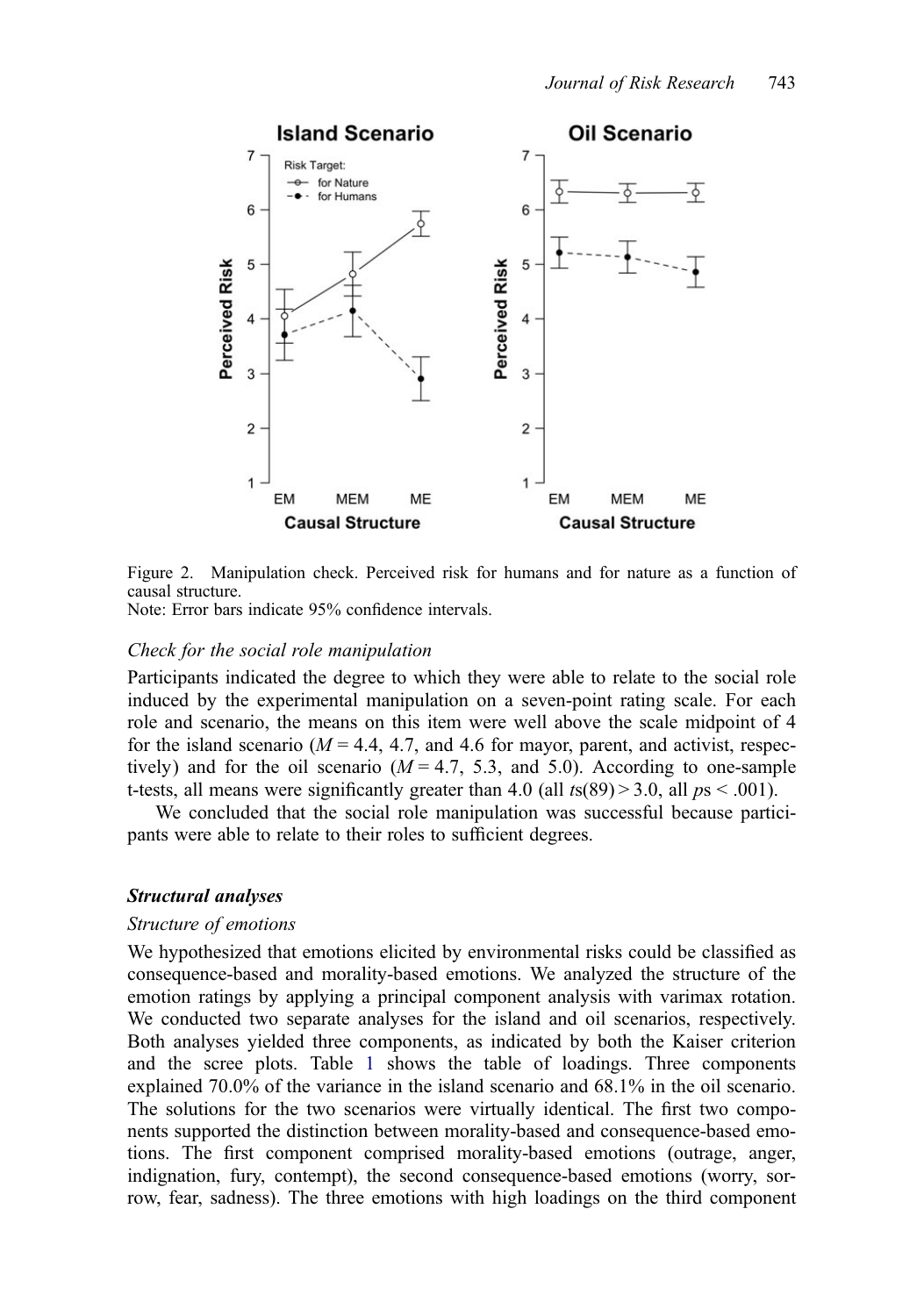Figure 2. Manipulation check. Perceived risk for humans and for nature as a function of causal structure.
Note: Error bars indicate 95% confidence intervals.

### *Check for the social role manipulation*

Participants indicated the degree to which they were able to relate to the social role induced by the experimental manipulation on a seven-point rating scale. For each role and scenario, the means on this item were well above the scale midpoint of 4 for the island scenario ($M = 4.4$, 4.7, and 4.6 for mayor, parent, and activist, respectively) and for the oil scenario ($M = 4.7$, 5.3, and 5.0). According to one-sample t-tests, all means were significantly greater than 4.0 (all $ts(89) > 3.0$, all $ps < .001$).

We concluded that the social role manipulation was successful because participants were able to relate to their roles to sufficient degrees.

## ***Structural analyses***

### *Structure of emotions*

We hypothesized that emotions elicited by environmental risks could be classified as consequence-based and morality-based emotions. We analyzed the structure of the emotion ratings by applying a principal component analysis with varimax rotation. We conducted two separate analyses for the island and oil scenarios, respectively. Both analyses yielded three components, as indicated by both the Kaiser criterion and the scree plots. Table 1 shows the table of loadings. Three components explained 70.0% of the variance in the island scenario and 68.1% in the oil scenario. The solutions for the two scenarios were virtually identical. The first two components supported the distinction between morality-based and consequence-based emotions. The first component comprised morality-based emotions (outrage, anger, indignation, fury, contempt), the second consequence-based emotions (worry, sorrow, fear, sadness). The three emotions with high loadings on the third component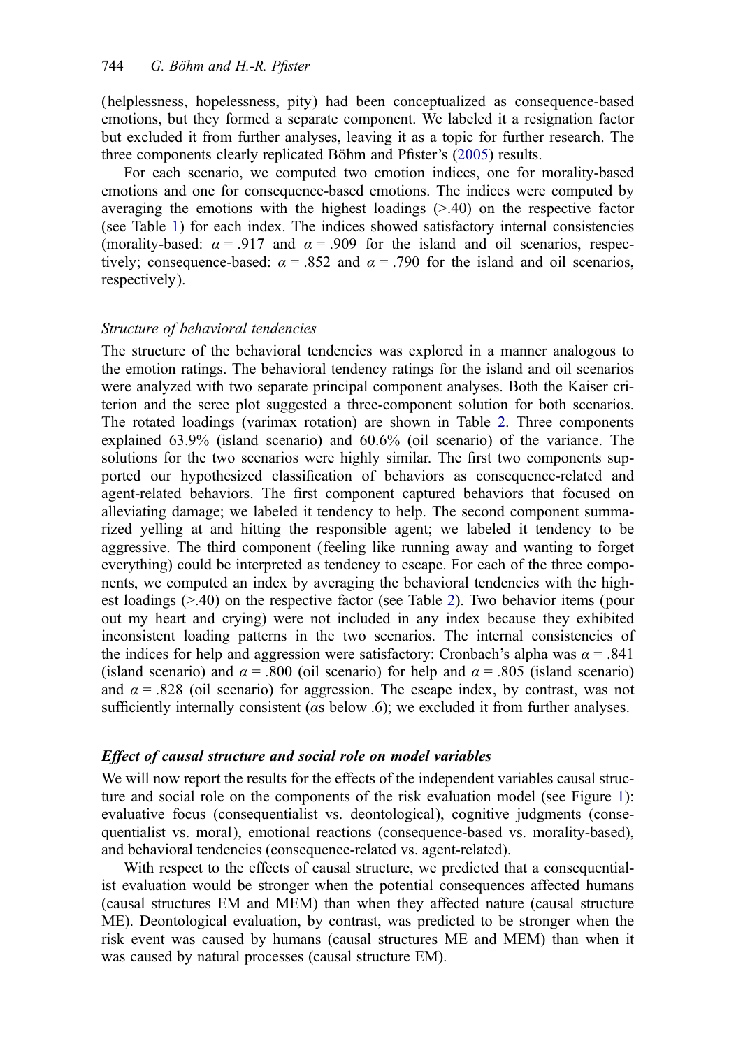(helplessness, hopelessness, pity) had been conceptualized as consequence-based emotions, but they formed a separate component. We labeled it a resignation factor but excluded it from further analyses, leaving it as a topic for further research. The three components clearly replicated Böhm and Pfister's (2005) results.

For each scenario, we computed two emotion indices, one for morality-based emotions and one for consequence-based emotions. The indices were computed by averaging the emotions with the highest loadings (>.40) on the respective factor (see Table 1) for each index. The indices showed satisfactory internal consistencies (morality-based: $\alpha = .917$ and $\alpha = .909$ for the island and oil scenarios, respectively; consequence-based: $\alpha = .852$ and $\alpha = .790$ for the island and oil scenarios, respectively).

*Structure of behavioral tendencies*

The structure of the behavioral tendencies was explored in a manner analogous to the emotion ratings. The behavioral tendency ratings for the island and oil scenarios were analyzed with two separate principal component analyses. Both the Kaiser criterion and the scree plot suggested a three-component solution for both scenarios. The rotated loadings (varimax rotation) are shown in Table 2. Three components explained 63.9% (island scenario) and 60.6% (oil scenario) of the variance. The solutions for the two scenarios were highly similar. The first two components supported our hypothesized classification of behaviors as consequence-related and agent-related behaviors. The first component captured behaviors that focused on alleviating damage; we labeled it tendency to help. The second component summarized yelling at and hitting the responsible agent; we labeled it tendency to be aggressive. The third component (feeling like running away and wanting to forget everything) could be interpreted as tendency to escape. For each of the three components, we computed an index by averaging the behavioral tendencies with the highest loadings (>.40) on the respective factor (see Table 2). Two behavior items (pour out my heart and crying) were not included in any index because they exhibited inconsistent loading patterns in the two scenarios. The internal consistencies of the indices for help and aggression were satisfactory: Cronbach's alpha was $\alpha = .841$ (island scenario) and $\alpha = .800$ (oil scenario) for help and $\alpha = .805$ (island scenario) and $\alpha = .828$ (oil scenario) for aggression. The escape index, by contrast, was not sufficiently internally consistent ($\alpha$s below .6); we excluded it from further analyses.

### *Effect of causal structure and social role on model variables*

We will now report the results for the effects of the independent variables causal structure and social role on the components of the risk evaluation model (see Figure 1): evaluative focus (consequentialist vs. deontological), cognitive judgments (consequentialist vs. moral), emotional reactions (consequence-based vs. morality-based), and behavioral tendencies (consequence-related vs. agent-related).

With respect to the effects of causal structure, we predicted that a consequentialist evaluation would be stronger when the potential consequences affected humans (causal structures EM and MEM) than when they affected nature (causal structure ME). Deontological evaluation, by contrast, was predicted to be stronger when the risk event was caused by humans (causal structures ME and MEM) than when it was caused by natural processes (causal structure EM).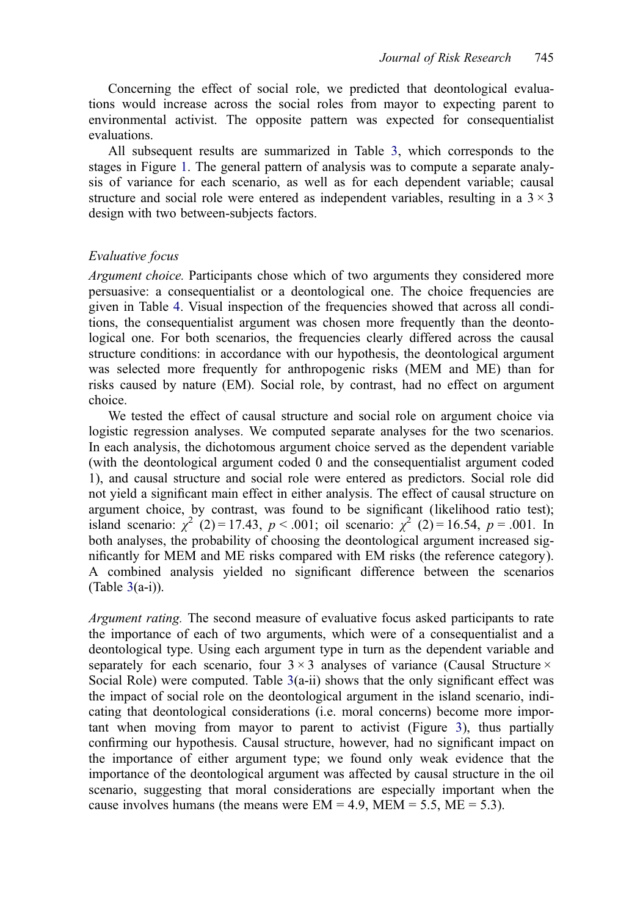Concerning the effect of social role, we predicted that deontological evaluations would increase across the social roles from mayor to expecting parent to environmental activist. The opposite pattern was expected for consequentialist evaluations.

All subsequent results are summarized in Table 3, which corresponds to the stages in Figure 1. The general pattern of analysis was to compute a separate analysis of variance for each scenario, as well as for each dependent variable; causal structure and social role were entered as independent variables, resulting in a $3 \times 3$ design with two between-subjects factors.

### Evaluative focus

*Argument choice.* Participants chose which of two arguments they considered more persuasive: a consequentialist or a deontological one. The choice frequencies are given in Table 4. Visual inspection of the frequencies showed that across all conditions, the consequentialist argument was chosen more frequently than the deontological one. For both scenarios, the frequencies clearly differed across the causal structure conditions: in accordance with our hypothesis, the deontological argument was selected more frequently for anthropogenic risks (MEM and ME) than for risks caused by nature (EM). Social role, by contrast, had no effect on argument choice.

We tested the effect of causal structure and social role on argument choice via logistic regression analyses. We computed separate analyses for the two scenarios. In each analysis, the dichotomous argument choice served as the dependent variable (with the deontological argument coded 0 and the consequentialist argument coded 1), and causal structure and social role were entered as predictors. Social role did not yield a significant main effect in either analysis. The effect of causal structure on argument choice, by contrast, was found to be significant (likelihood ratio test); island scenario: $\chi^2$ $(2) = 17.43$, $p < .001$; oil scenario: $\chi^2$ $(2) = 16.54$, $p = .001$. In both analyses, the probability of choosing the deontological argument increased significantly for MEM and ME risks compared with EM risks (the reference category). A combined analysis yielded no significant difference between the scenarios (Table 3(a-i)).

*Argument rating.* The second measure of evaluative focus asked participants to rate the importance of each of two arguments, which were of a consequentialist and a deontological type. Using each argument type in turn as the dependent variable and separately for each scenario, four $3 \times 3$ analyses of variance (Causal Structure $\times$ Social Role) were computed. Table 3(a-ii) shows that the only significant effect was the impact of social role on the deontological argument in the island scenario, indicating that deontological considerations (i.e. moral concerns) become more important when moving from mayor to parent to activist (Figure 3), thus partially confirming our hypothesis. Causal structure, however, had no significant impact on the importance of either argument type; we found only weak evidence that the importance of the deontological argument was affected by causal structure in the oil scenario, suggesting that moral considerations are especially important when the cause involves humans (the means were EM = 4.9, MEM = 5.5, ME = 5.3).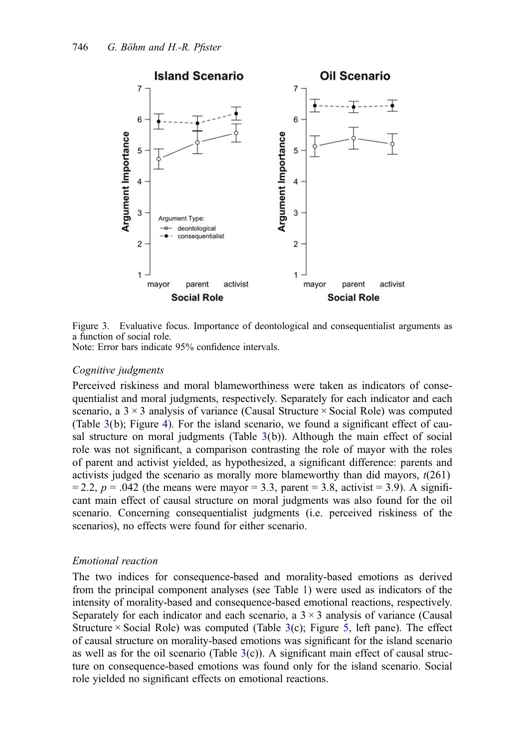Figure 3. Evaluative focus. Importance of deontological and consequentialist arguments as a function of social role.
Note: Error bars indicate 95% confidence intervals.

### *Cognitive judgments*

Perceived riskiness and moral blameworthiness were taken as indicators of consequentialist and moral judgments, respectively. Separately for each indicator and each scenario, a $3 \times 3$ analysis of variance (Causal Structure × Social Role) was computed (Table 3(b); Figure 4). For the island scenario, we found a significant effect of causal structure on moral judgments (Table 3(b)). Although the main effect of social role was not significant, a comparison contrasting the role of mayor with the roles of parent and activist yielded, as hypothesized, a significant difference: parents and activists judged the scenario as morally more blameworthy than did mayors, $t(261) = 2.2$, $p = .042$ (the means were mayor = 3.3, parent = 3.8, activist = 3.9). A significant main effect of causal structure on moral judgments was also found for the oil scenario. Concerning consequentialist judgments (i.e. perceived riskiness of the scenarios), no effects were found for either scenario.

### *Emotional reaction*

The two indices for consequence-based and morality-based emotions as derived from the principal component analyses (see Table 1) were used as indicators of the intensity of morality-based and consequence-based emotional reactions, respectively. Separately for each indicator and each scenario, a $3 \times 3$ analysis of variance (Causal Structure × Social Role) was computed (Table 3(c); Figure 5, left pane). The effect of causal structure on morality-based emotions was significant for the island scenario as well as for the oil scenario (Table 3(c)). A significant main effect of causal structure on consequence-based emotions was found only for the island scenario. Social role yielded no significant effects on emotional reactions.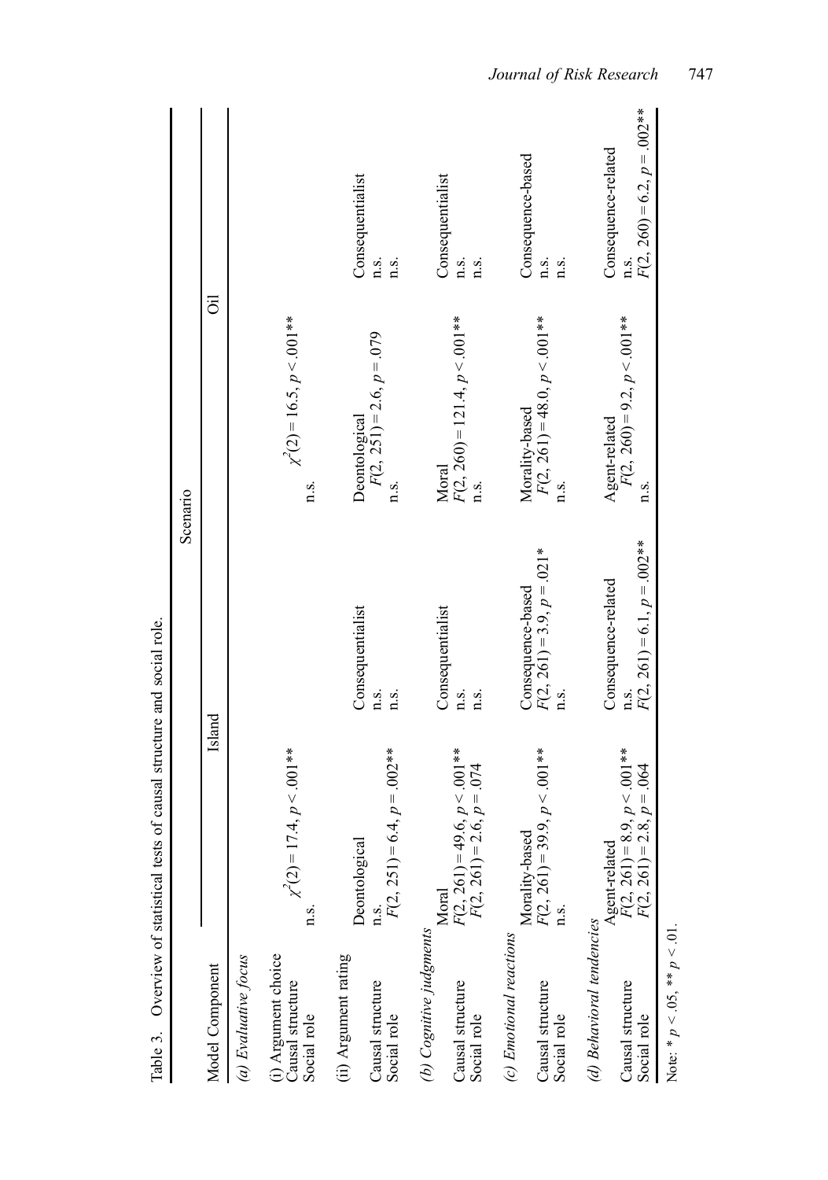Table 3. Overview of statistical tests of causal structure and social role.

| Model Component | Scenario | | | |
|---|---|---|---|---|
| | Island | | Oil | |
| *(a) Evaluative focus* | | | | |
| (i) Argument choice | | | | |
| Causal structure | $\chi^2(2) = 17.4, p < .001^{**}$ | | $\chi^2(2) = 16.5, p < .001^{**}$ | |
| Social role | n.s. | | n.s. | |
| (ii) Argument rating | Deontological | Consequentialist | Deontological | Consequentialist |
| Causal structure | n.s. | n.s. | $F(2, 251) = 2.6, p = .079$ | n.s. |
| Social role | $F(2, 251) = 6.4, p = .002^{**}$ | n.s. | n.s. | n.s. |
| *(b) Cognitive judgments* | Moral | Consequentialist | Moral | Consequentialist |
| Causal structure | $F(2, 261) = 49.6, p < .001^{**}$ | n.s. | $F(2, 260) = 121.4, p < .001^{**}$ | n.s. |
| Social role | $F(2, 261) = 2.6, p = .074$ | n.s. | n.s. | n.s. |
| *(c) Emotional reactions* | Morality-based | Consequence-based | Morality-based | Consequence-based |
| Causal structure | $F(2, 261) = 39.9, p < .001^{**}$ | $F(2, 261) = 3.9, p = .021^{*}$ | $F(2, 261) = 48.0, p < .001^{**}$ | n.s. |
| Social role | n.s. | n.s. | n.s. | n.s. |
| *(d) Behavioral tendencies* | Agent-related | Consequence-related | Agent-related | Consequence-related |
| Causal structure | $F(2, 261) = 8.9, p < .001^{**}$ | n.s. | $F(2, 260) = 9.2, p < .001^{**}$ | n.s. |
| Social role | $F(2, 261) = 2.8, p = .064$ | $F(2, 261) = 6.1, p = .002^{**}$ | n.s. | $F(2, 260) = 6.2, p = .002^{**}$ |

Note: * $p < .05$, ** $p < .01$.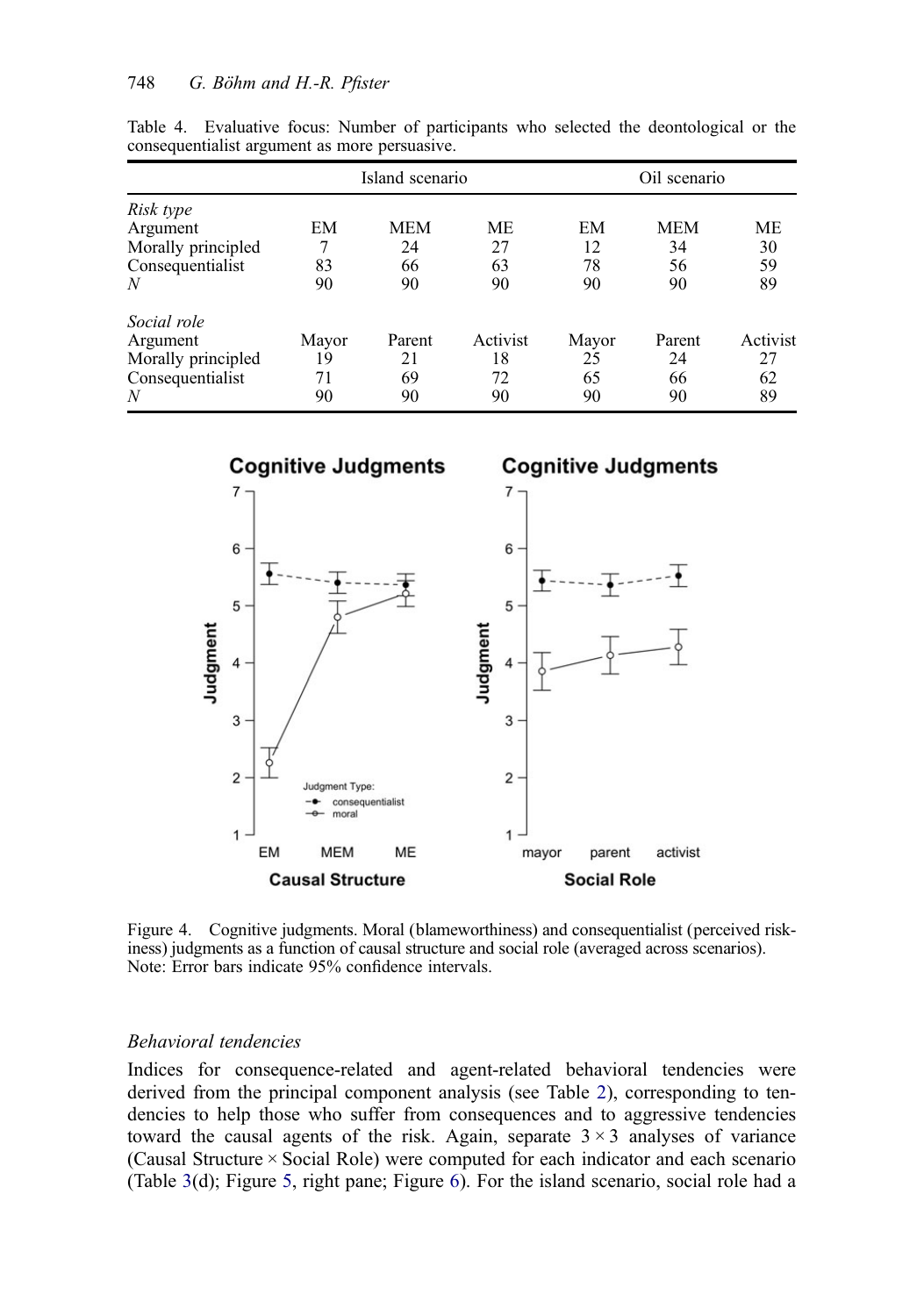Table 4. Evaluative focus: Number of participants who selected the deontological or the consequentialist argument as more persuasive.

| | Island scenario | | | Oil scenario | | |
|---|---|---|---|---|---|---|
| *Risk type* | | | | | | |
| Argument | EM | MEM | ME | EM | MEM | ME |
| Morally principled | 7 | 24 | 27 | 12 | 34 | 30 |
| Consequentialist | 83 | 66 | 63 | 78 | 56 | 59 |
| *N* | 90 | 90 | 90 | 90 | 90 | 89 |
| *Social role* | | | | | | |
| Argument | Mayor | Parent | Activist | Mayor | Parent | Activist |
| Morally principled | 19 | 21 | 18 | 25 | 24 | 27 |
| Consequentialist | 71 | 69 | 72 | 65 | 66 | 62 |
| *N* | 90 | 90 | 90 | 90 | 90 | 89 |

Figure 4. Cognitive judgments. Moral (blameworthiness) and consequentialist (perceived riskiness) judgments as a function of causal structure and social role (averaged across scenarios). Note: Error bars indicate 95% confidence intervals.

*Behavioral tendencies*

Indices for consequence-related and agent-related behavioral tendencies were derived from the principal component analysis (see Table 2), corresponding to tendencies to help those who suffer from consequences and to aggressive tendencies toward the causal agents of the risk. Again, separate $3 \times 3$ analyses of variance (Causal Structure × Social Role) were computed for each indicator and each scenario (Table 3(d); Figure 5, right pane; Figure 6). For the island scenario, social role had a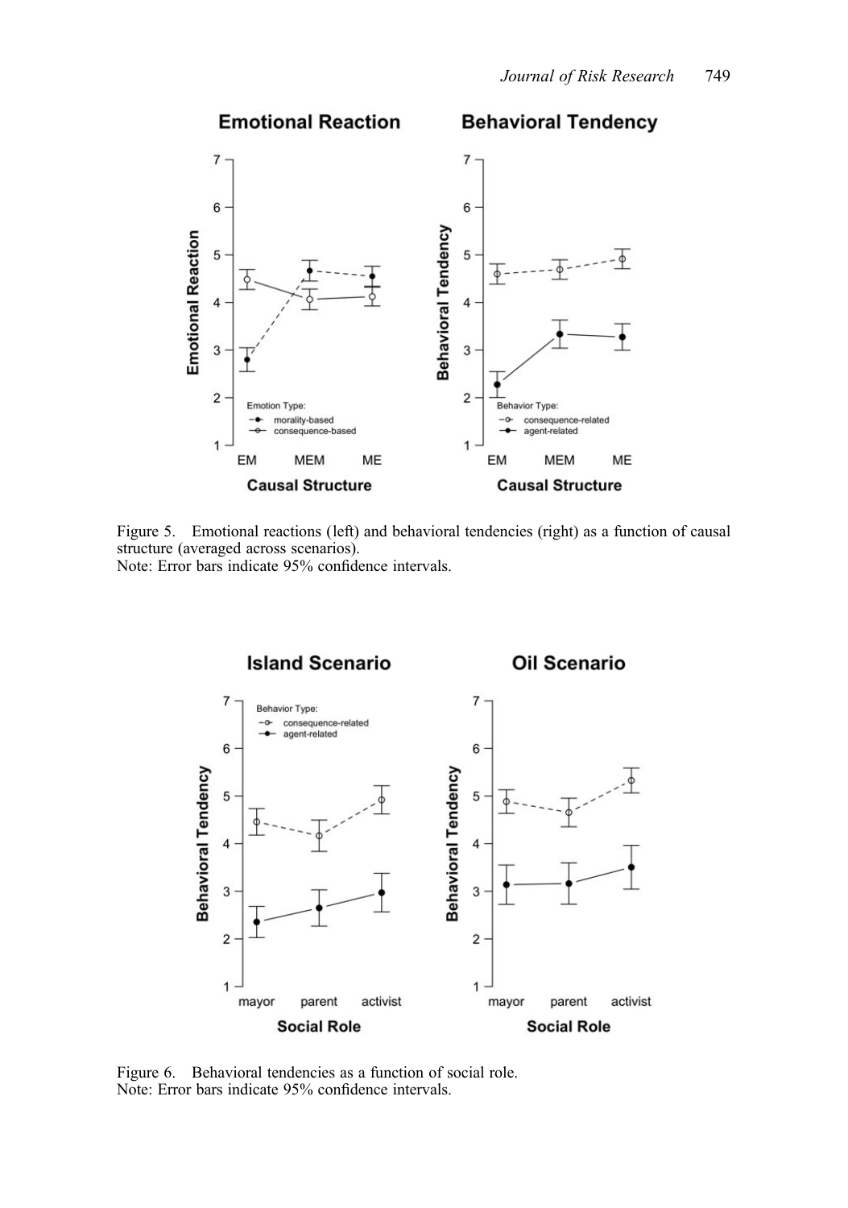Figure 5. Emotional reactions (left) and behavioral tendencies (right) as a function of causal structure (averaged across scenarios).
Note: Error bars indicate 95% confidence intervals.

Figure 6. Behavioral tendencies as a function of social role.
Note: Error bars indicate 95% confidence intervals.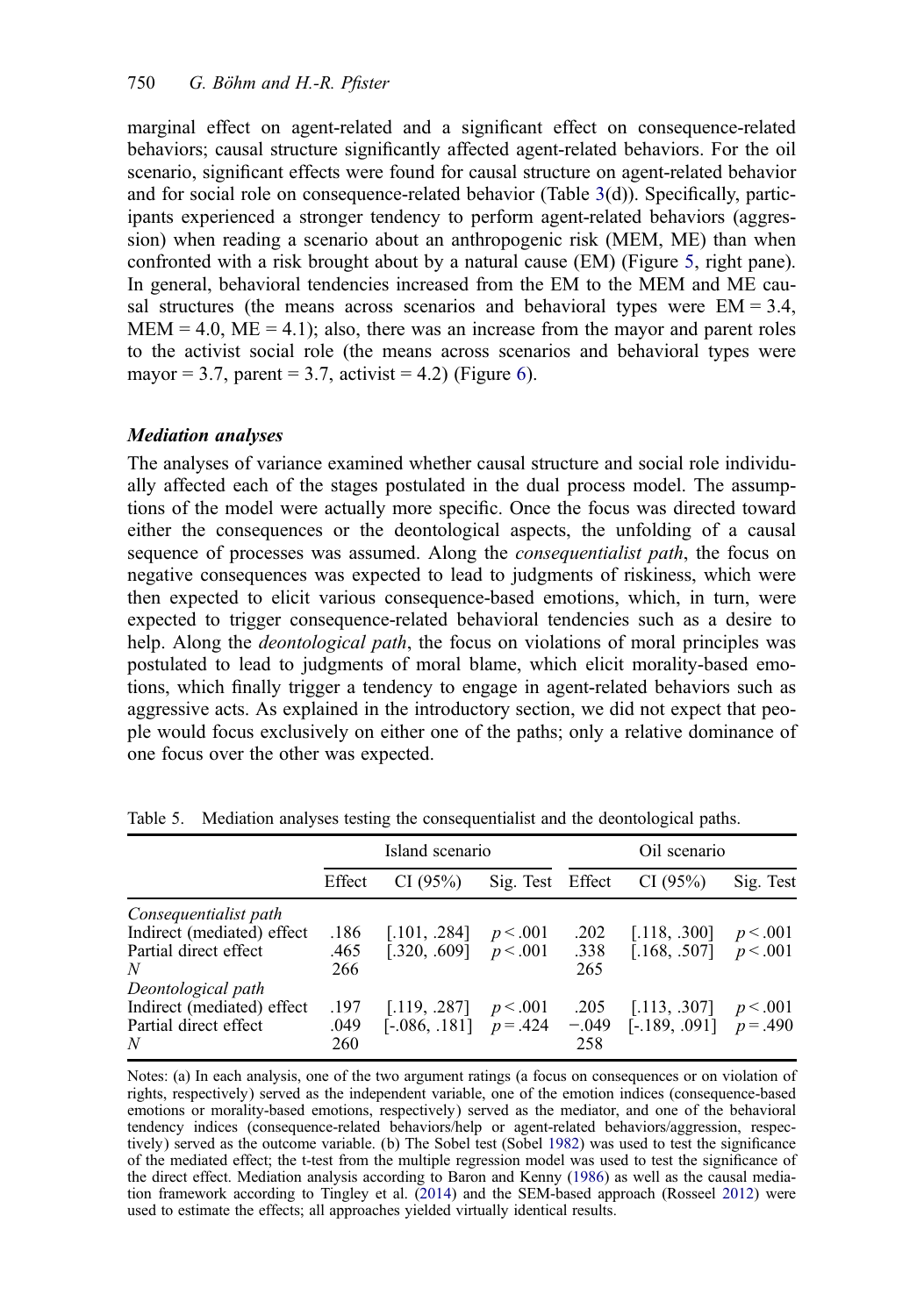marginal effect on agent-related and a significant effect on consequence-related behaviors; causal structure significantly affected agent-related behaviors. For the oil scenario, significant effects were found for causal structure on agent-related behavior and for social role on consequence-related behavior (Table 3(d)). Specifically, participants experienced a stronger tendency to perform agent-related behaviors (aggression) when reading a scenario about an anthropogenic risk (MEM, ME) than when confronted with a risk brought about by a natural cause (EM) (Figure 5, right pane). In general, behavioral tendencies increased from the EM to the MEM and ME causal structures (the means across scenarios and behavioral types were EM = 3.4, MEM = 4.0, ME = 4.1); also, there was an increase from the mayor and parent roles to the activist social role (the means across scenarios and behavioral types were mayor = 3.7, parent = 3.7, activist = 4.2) (Figure 6).

### *Mediation analyses*

The analyses of variance examined whether causal structure and social role individually affected each of the stages postulated in the dual process model. The assumptions of the model were actually more specific. Once the focus was directed toward either the consequences or the deontological aspects, the unfolding of a causal sequence of processes was assumed. Along the *consequentialist path*, the focus on negative consequences was expected to lead to judgments of riskiness, which were then expected to elicit various consequence-based emotions, which, in turn, were expected to trigger consequence-related behavioral tendencies such as a desire to help. Along the *deontological path*, the focus on violations of moral principles was postulated to lead to judgments of moral blame, which elicit morality-based emotions, which finally trigger a tendency to engage in agent-related behaviors such as aggressive acts. As explained in the introductory section, we did not expect that people would focus exclusively on either one of the paths; only a relative dominance of one focus over the other was expected.

Table 5. Mediation analyses testing the consequentialist and the deontological paths.

| | Island scenario | | | Oil scenario | | |
|---|---|---|---|---|---|---|
| | Effect | CI (95%) | Sig. Test | Effect | CI (95%) | Sig. Test |
| *Consequentialist path* | | | | | | |
| Indirect (mediated) effect | .186 | [.101, .284] | $p < .001$ | .202 | [.118, .300] | $p < .001$ |
| Partial direct effect | .465 | [.320, .609] | $p < .001$ | .338 | [.168, .507] | $p < .001$ |
| $N$ | 266 | | | 265 | | |
| *Deontological path* | | | | | | |
| Indirect (mediated) effect | .197 | [.119, .287] | $p < .001$ | .205 | [.113, .307] | $p < .001$ |
| Partial direct effect | .049 | [-.086, .181] | $p = .424$ | −.049 | [-.189, .091] | $p = .490$ |
| $N$ | 260 | | | 258 | | |

Notes: (a) In each analysis, one of the two argument ratings (a focus on consequences or on violation of rights, respectively) served as the independent variable, one of the emotion indices (consequence-based emotions or morality-based emotions, respectively) served as the mediator, and one of the behavioral tendency indices (consequence-related behaviors/help or agent-related behaviors/aggression, respectively) served as the outcome variable. (b) The Sobel test (Sobel 1982) was used to test the significance of the mediated effect; the t-test from the multiple regression model was used to test the significance of the direct effect. Mediation analysis according to Baron and Kenny (1986) as well as the causal mediation framework according to Tingley et al. (2014) and the SEM-based approach (Rosseel 2012) were used to estimate the effects; all approaches yielded virtually identical results.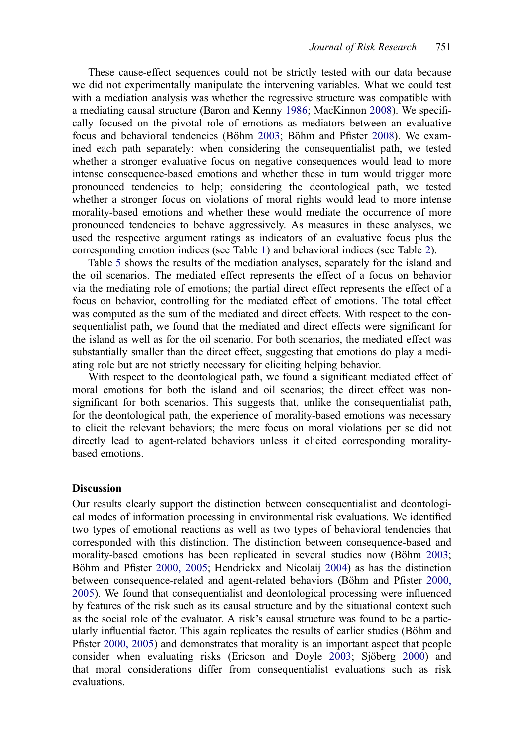These cause-effect sequences could not be strictly tested with our data because we did not experimentally manipulate the intervening variables. What we could test with a mediation analysis was whether the regressive structure was compatible with a mediating causal structure (Baron and Kenny 1986; MacKinnon 2008). We specifically focused on the pivotal role of emotions as mediators between an evaluative focus and behavioral tendencies (Böhm 2003; Böhm and Pfister 2008). We examined each path separately: when considering the consequentialist path, we tested whether a stronger evaluative focus on negative consequences would lead to more intense consequence-based emotions and whether these in turn would trigger more pronounced tendencies to help; considering the deontological path, we tested whether a stronger focus on violations of moral rights would lead to more intense morality-based emotions and whether these would mediate the occurrence of more pronounced tendencies to behave aggressively. As measures in these analyses, we used the respective argument ratings as indicators of an evaluative focus plus the corresponding emotion indices (see Table 1) and behavioral indices (see Table 2).

Table 5 shows the results of the mediation analyses, separately for the island and the oil scenarios. The mediated effect represents the effect of a focus on behavior via the mediating role of emotions; the partial direct effect represents the effect of a focus on behavior, controlling for the mediated effect of emotions. The total effect was computed as the sum of the mediated and direct effects. With respect to the consequentialist path, we found that the mediated and direct effects were significant for the island as well as for the oil scenario. For both scenarios, the mediated effect was substantially smaller than the direct effect, suggesting that emotions do play a mediating role but are not strictly necessary for eliciting helping behavior.

With respect to the deontological path, we found a significant mediated effect of moral emotions for both the island and oil scenarios; the direct effect was nonsignificant for both scenarios. This suggests that, unlike the consequentialist path, for the deontological path, the experience of morality-based emotions was necessary to elicit the relevant behaviors; the mere focus on moral violations per se did not directly lead to agent-related behaviors unless it elicited corresponding morality-based emotions.

## Discussion

Our results clearly support the distinction between consequentialist and deontological modes of information processing in environmental risk evaluations. We identified two types of emotional reactions as well as two types of behavioral tendencies that corresponded with this distinction. The distinction between consequence-based and morality-based emotions has been replicated in several studies now (Böhm 2003; Böhm and Pfister 2000, 2005; Hendrickx and Nicolaij 2004) as has the distinction between consequence-related and agent-related behaviors (Böhm and Pfister 2000, 2005). We found that consequentialist and deontological processing were influenced by features of the risk such as its causal structure and by the situational context such as the social role of the evaluator. A risk's causal structure was found to be a particularly influential factor. This again replicates the results of earlier studies (Böhm and Pfister 2000, 2005) and demonstrates that morality is an important aspect that people consider when evaluating risks (Ericson and Doyle 2003; Sjöberg 2000) and that moral considerations differ from consequentialist evaluations such as risk evaluations.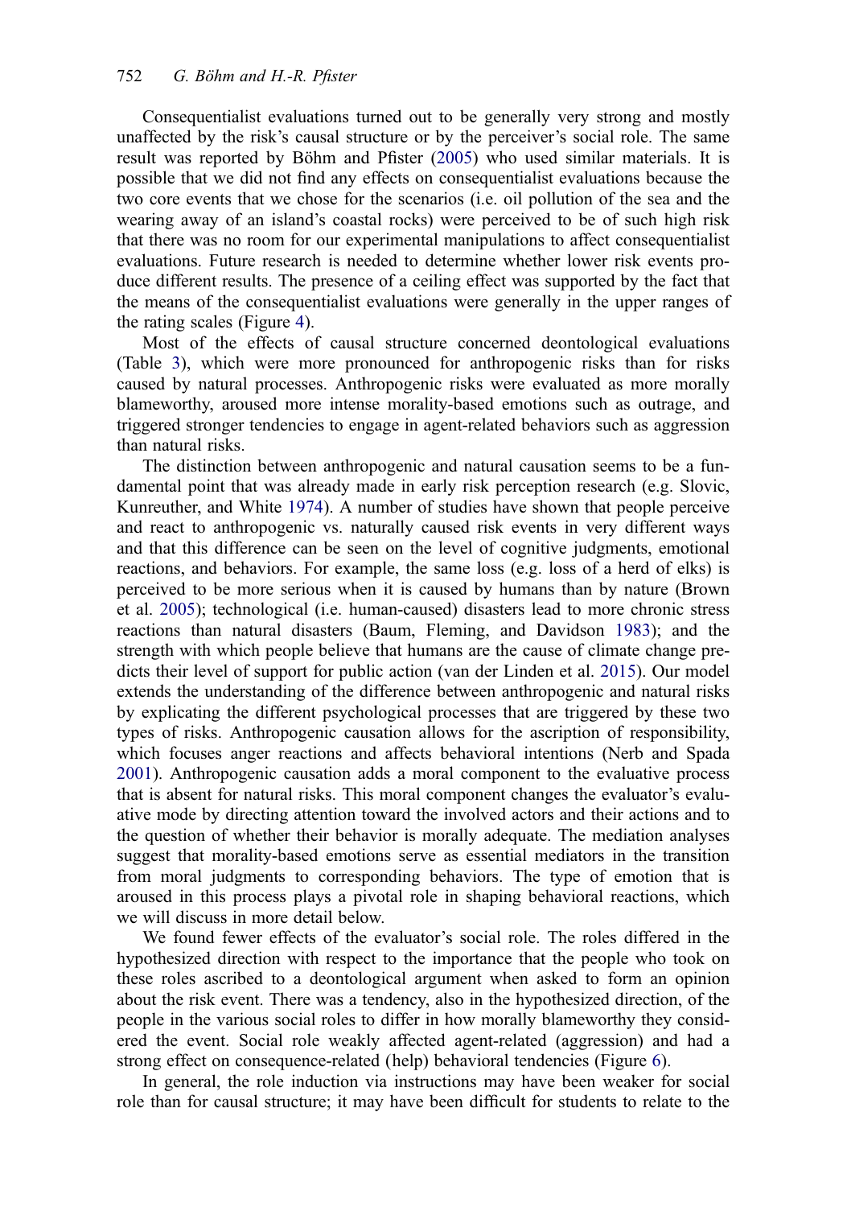Consequentialist evaluations turned out to be generally very strong and mostly unaffected by the risk's causal structure or by the perceiver's social role. The same result was reported by Böhm and Pfister (2005) who used similar materials. It is possible that we did not find any effects on consequentialist evaluations because the two core events that we chose for the scenarios (i.e. oil pollution of the sea and the wearing away of an island's coastal rocks) were perceived to be of such high risk that there was no room for our experimental manipulations to affect consequentialist evaluations. Future research is needed to determine whether lower risk events produce different results. The presence of a ceiling effect was supported by the fact that the means of the consequentialist evaluations were generally in the upper ranges of the rating scales (Figure 4).

Most of the effects of causal structure concerned deontological evaluations (Table 3), which were more pronounced for anthropogenic risks than for risks caused by natural processes. Anthropogenic risks were evaluated as more morally blameworthy, aroused more intense morality-based emotions such as outrage, and triggered stronger tendencies to engage in agent-related behaviors such as aggression than natural risks.

The distinction between anthropogenic and natural causation seems to be a fundamental point that was already made in early risk perception research (e.g. Slovic, Kunreuther, and White 1974). A number of studies have shown that people perceive and react to anthropogenic vs. naturally caused risk events in very different ways and that this difference can be seen on the level of cognitive judgments, emotional reactions, and behaviors. For example, the same loss (e.g. loss of a herd of elks) is perceived to be more serious when it is caused by humans than by nature (Brown et al. 2005); technological (i.e. human-caused) disasters lead to more chronic stress reactions than natural disasters (Baum, Fleming, and Davidson 1983); and the strength with which people believe that humans are the cause of climate change predicts their level of support for public action (van der Linden et al. 2015). Our model extends the understanding of the difference between anthropogenic and natural risks by explicating the different psychological processes that are triggered by these two types of risks. Anthropogenic causation allows for the ascription of responsibility, which focuses anger reactions and affects behavioral intentions (Nerb and Spada 2001). Anthropogenic causation adds a moral component to the evaluative process that is absent for natural risks. This moral component changes the evaluator's evaluative mode by directing attention toward the involved actors and their actions and to the question of whether their behavior is morally adequate. The mediation analyses suggest that morality-based emotions serve as essential mediators in the transition from moral judgments to corresponding behaviors. The type of emotion that is aroused in this process plays a pivotal role in shaping behavioral reactions, which we will discuss in more detail below.

We found fewer effects of the evaluator's social role. The roles differed in the hypothesized direction with respect to the importance that the people who took on these roles ascribed to a deontological argument when asked to form an opinion about the risk event. There was a tendency, also in the hypothesized direction, of the people in the various social roles to differ in how morally blameworthy they considered the event. Social role weakly affected agent-related (aggression) and had a strong effect on consequence-related (help) behavioral tendencies (Figure 6).

In general, the role induction via instructions may have been weaker for social role than for causal structure; it may have been difficult for students to relate to the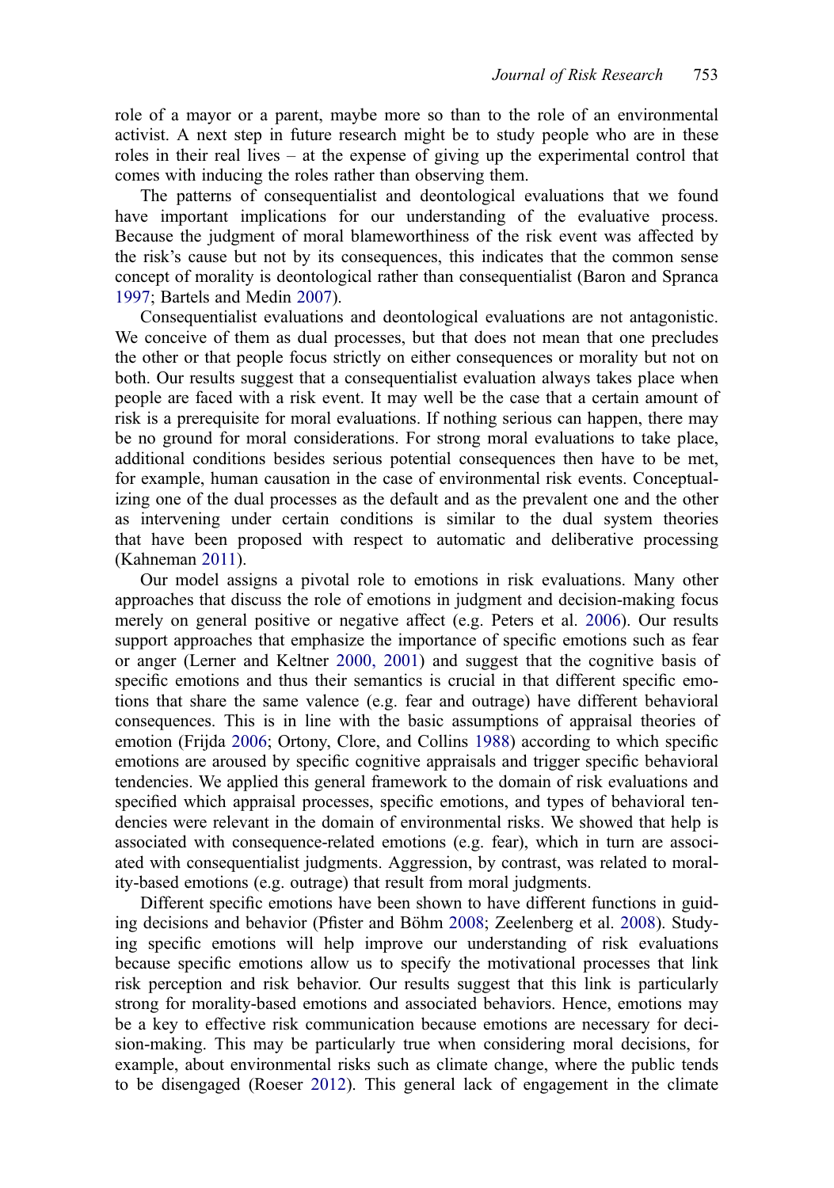role of a mayor or a parent, maybe more so than to the role of an environmental activist. A next step in future research might be to study people who are in these roles in their real lives – at the expense of giving up the experimental control that comes with inducing the roles rather than observing them.

The patterns of consequentialist and deontological evaluations that we found have important implications for our understanding of the evaluative process. Because the judgment of moral blameworthiness of the risk event was affected by the risk's cause but not by its consequences, this indicates that the common sense concept of morality is deontological rather than consequentialist (Baron and Spranca 1997; Bartels and Medin 2007).

Consequentialist evaluations and deontological evaluations are not antagonistic. We conceive of them as dual processes, but that does not mean that one precludes the other or that people focus strictly on either consequences or morality but not on both. Our results suggest that a consequentialist evaluation always takes place when people are faced with a risk event. It may well be the case that a certain amount of risk is a prerequisite for moral evaluations. If nothing serious can happen, there may be no ground for moral considerations. For strong moral evaluations to take place, additional conditions besides serious potential consequences then have to be met, for example, human causation in the case of environmental risk events. Conceptualizing one of the dual processes as the default and as the prevalent one and the other as intervening under certain conditions is similar to the dual system theories that have been proposed with respect to automatic and deliberative processing (Kahneman 2011).

Our model assigns a pivotal role to emotions in risk evaluations. Many other approaches that discuss the role of emotions in judgment and decision-making focus merely on general positive or negative affect (e.g. Peters et al. 2006). Our results support approaches that emphasize the importance of specific emotions such as fear or anger (Lerner and Keltner 2000, 2001) and suggest that the cognitive basis of specific emotions and thus their semantics is crucial in that different specific emotions that share the same valence (e.g. fear and outrage) have different behavioral consequences. This is in line with the basic assumptions of appraisal theories of emotion (Frijda 2006; Ortony, Clore, and Collins 1988) according to which specific emotions are aroused by specific cognitive appraisals and trigger specific behavioral tendencies. We applied this general framework to the domain of risk evaluations and specified which appraisal processes, specific emotions, and types of behavioral tendencies were relevant in the domain of environmental risks. We showed that help is associated with consequence-related emotions (e.g. fear), which in turn are associated with consequentialist judgments. Aggression, by contrast, was related to morality-based emotions (e.g. outrage) that result from moral judgments.

Different specific emotions have been shown to have different functions in guiding decisions and behavior (Pfister and Böhm 2008; Zeelenberg et al. 2008). Studying specific emotions will help improve our understanding of risk evaluations because specific emotions allow us to specify the motivational processes that link risk perception and risk behavior. Our results suggest that this link is particularly strong for morality-based emotions and associated behaviors. Hence, emotions may be a key to effective risk communication because emotions are necessary for decision-making. This may be particularly true when considering moral decisions, for example, about environmental risks such as climate change, where the public tends to be disengaged (Roeser 2012). This general lack of engagement in the climate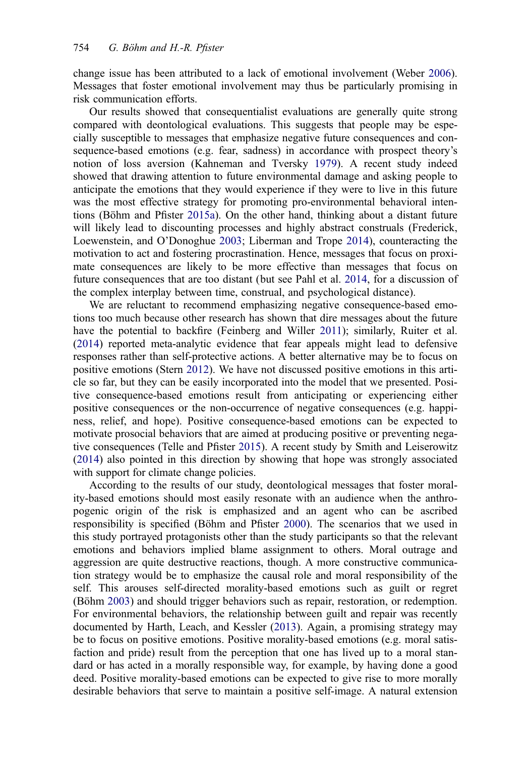change issue has been attributed to a lack of emotional involvement (Weber 2006). Messages that foster emotional involvement may thus be particularly promising in risk communication efforts.

Our results showed that consequentialist evaluations are generally quite strong compared with deontological evaluations. This suggests that people may be especially susceptible to messages that emphasize negative future consequences and consequence-based emotions (e.g. fear, sadness) in accordance with prospect theory's notion of loss aversion (Kahneman and Tversky 1979). A recent study indeed showed that drawing attention to future environmental damage and asking people to anticipate the emotions that they would experience if they were to live in this future was the most effective strategy for promoting pro-environmental behavioral intentions (Böhm and Pfister 2015a). On the other hand, thinking about a distant future will likely lead to discounting processes and highly abstract construals (Frederick, Loewenstein, and O'Donoghue 2003; Liberman and Trope 2014), counteracting the motivation to act and fostering procrastination. Hence, messages that focus on proximate consequences are likely to be more effective than messages that focus on future consequences that are too distant (but see Pahl et al. 2014, for a discussion of the complex interplay between time, construal, and psychological distance).

We are reluctant to recommend emphasizing negative consequence-based emotions too much because other research has shown that dire messages about the future have the potential to backfire (Feinberg and Willer 2011); similarly, Ruiter et al. (2014) reported meta-analytic evidence that fear appeals might lead to defensive responses rather than self-protective actions. A better alternative may be to focus on positive emotions (Stern 2012). We have not discussed positive emotions in this article so far, but they can be easily incorporated into the model that we presented. Positive consequence-based emotions result from anticipating or experiencing either positive consequences or the non-occurrence of negative consequences (e.g. happiness, relief, and hope). Positive consequence-based emotions can be expected to motivate prosocial behaviors that are aimed at producing positive or preventing negative consequences (Telle and Pfister 2015). A recent study by Smith and Leiserowitz (2014) also pointed in this direction by showing that hope was strongly associated with support for climate change policies.

According to the results of our study, deontological messages that foster morality-based emotions should most easily resonate with an audience when the anthropogenic origin of the risk is emphasized and an agent who can be ascribed responsibility is specified (Böhm and Pfister 2000). The scenarios that we used in this study portrayed protagonists other than the study participants so that the relevant emotions and behaviors implied blame assignment to others. Moral outrage and aggression are quite destructive reactions, though. A more constructive communication strategy would be to emphasize the causal role and moral responsibility of the self. This arouses self-directed morality-based emotions such as guilt or regret (Böhm 2003) and should trigger behaviors such as repair, restoration, or redemption. For environmental behaviors, the relationship between guilt and repair was recently documented by Harth, Leach, and Kessler (2013). Again, a promising strategy may be to focus on positive emotions. Positive morality-based emotions (e.g. moral satisfaction and pride) result from the perception that one has lived up to a moral standard or has acted in a morally responsible way, for example, by having done a good deed. Positive morality-based emotions can be expected to give rise to more morally desirable behaviors that serve to maintain a positive self-image. A natural extension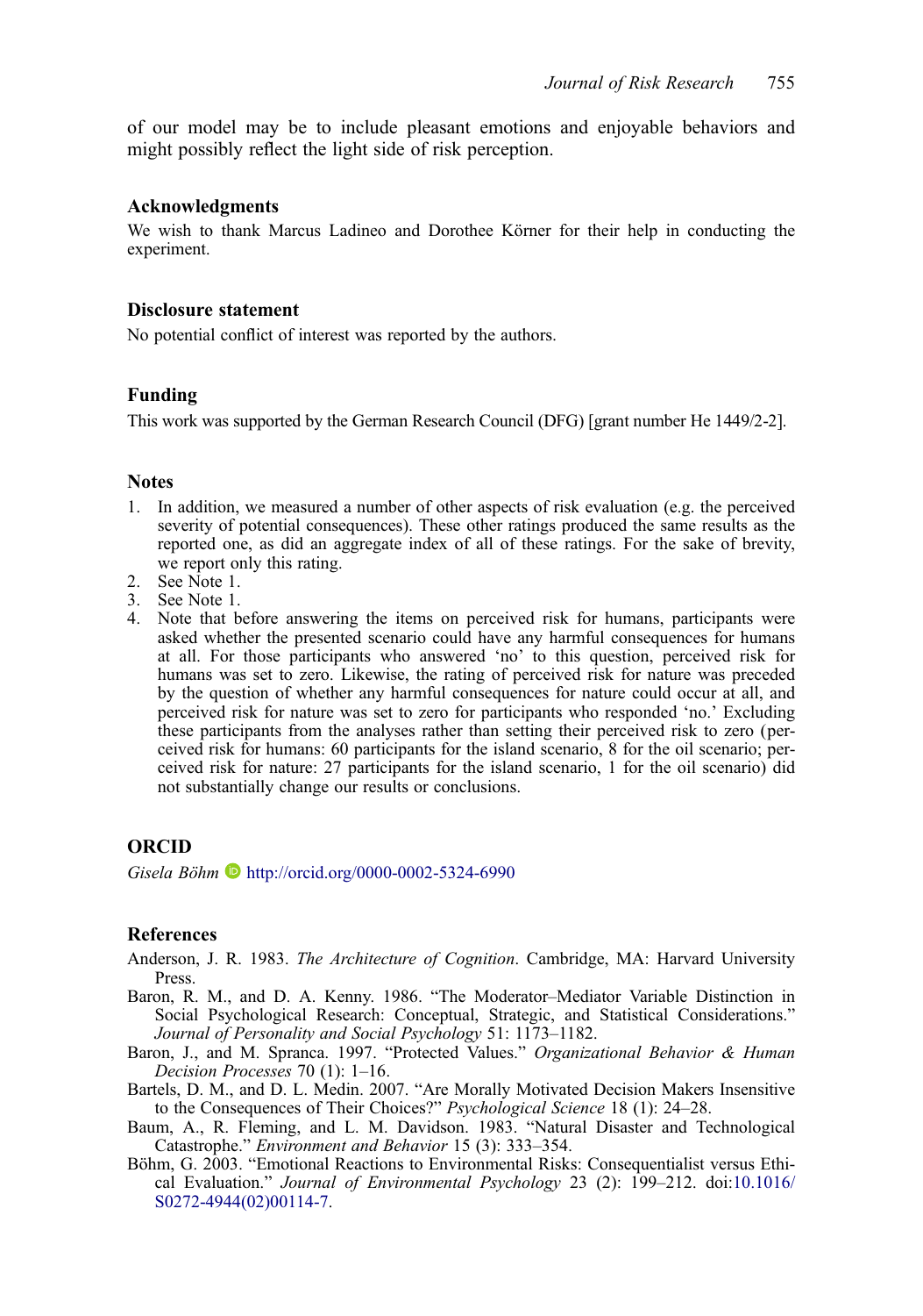of our model may be to include pleasant emotions and enjoyable behaviors and might possibly reflect the light side of risk perception.

### Acknowledgments

We wish to thank Marcus Ladineo and Dorothee Körner for their help in conducting the experiment.

### Disclosure statement

No potential conflict of interest was reported by the authors.

### Funding

This work was supported by the German Research Council (DFG) [grant number He 1449/2-2].

### Notes

1. In addition, we measured a number of other aspects of risk evaluation (e.g. the perceived severity of potential consequences). These other ratings produced the same results as the reported one, as did an aggregate index of all of these ratings. For the sake of brevity, we report only this rating.
2. See Note 1.
3. See Note 1.
4. Note that before answering the items on perceived risk for humans, participants were asked whether the presented scenario could have any harmful consequences for humans at all. For those participants who answered 'no' to this question, perceived risk for humans was set to zero. Likewise, the rating of perceived risk for nature was preceded by the question of whether any harmful consequences for nature could occur at all, and perceived risk for nature was set to zero for participants who responded 'no.' Excluding these participants from the analyses rather than setting their perceived risk to zero (perceived risk for humans: 60 participants for the island scenario, 8 for the oil scenario; perceived risk for nature: 27 participants for the island scenario, 1 for the oil scenario) did not substantially change our results or conclusions.

### ORCID

*Gisela Böhm* http://orcid.org/0000-0002-5324-6990

### References

Anderson, J. R. 1983. *The Architecture of Cognition*. Cambridge, MA: Harvard University Press.

Baron, R. M., and D. A. Kenny. 1986. "The Moderator–Mediator Variable Distinction in Social Psychological Research: Conceptual, Strategic, and Statistical Considerations." *Journal of Personality and Social Psychology* 51: 1173–1182.

Baron, J., and M. Spranca. 1997. "Protected Values." *Organizational Behavior & Human Decision Processes* 70 (1): 1–16.

Bartels, D. M., and D. L. Medin. 2007. "Are Morally Motivated Decision Makers Insensitive to the Consequences of Their Choices?" *Psychological Science* 18 (1): 24–28.

Baum, A., R. Fleming, and L. M. Davidson. 1983. "Natural Disaster and Technological Catastrophe." *Environment and Behavior* 15 (3): 333–354.

Böhm, G. 2003. "Emotional Reactions to Environmental Risks: Consequentialist versus Ethical Evaluation." *Journal of Environmental Psychology* 23 (2): 199–212. doi:10.1016/S0272-4944(02)00114-7.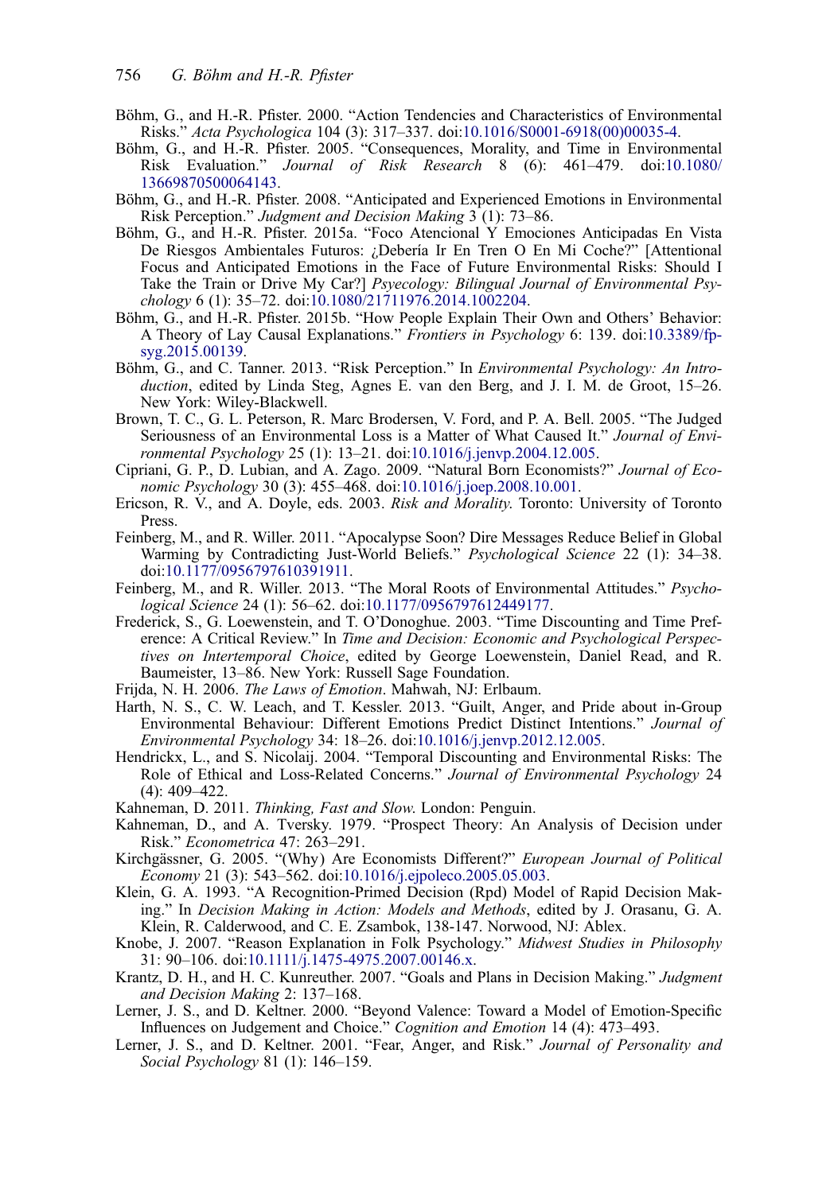Böhm, G., and H.-R. Pfister. 2000. "Action Tendencies and Characteristics of Environmental Risks." *Acta Psychologica* 104 (3): 317–337. doi:10.1016/S0001-6918(00)00035-4.

Böhm, G., and H.-R. Pfister. 2005. "Consequences, Morality, and Time in Environmental Risk Evaluation." *Journal of Risk Research* 8 (6): 461–479. doi:10.1080/13669870500064143.

Böhm, G., and H.-R. Pfister. 2008. "Anticipated and Experienced Emotions in Environmental Risk Perception." *Judgment and Decision Making* 3 (1): 73–86.

Böhm, G., and H.-R. Pfister. 2015a. "Foco Atencional Y Emociones Anticipadas En Vista De Riesgos Ambientales Futuros: ¿Debería Ir En Tren O En Mi Coche?" [Attentional Focus and Anticipated Emotions in the Face of Future Environmental Risks: Should I Take the Train or Drive My Car?] *Psyecology: Bilingual Journal of Environmental Psychology* 6 (1): 35–72. doi:10.1080/21711976.2014.1002204.

Böhm, G., and H.-R. Pfister. 2015b. "How People Explain Their Own and Others' Behavior: A Theory of Lay Causal Explanations." *Frontiers in Psychology* 6: 139. doi:10.3389/fpsyg.2015.00139.

Böhm, G., and C. Tanner. 2013. "Risk Perception." In *Environmental Psychology: An Introduction*, edited by Linda Steg, Agnes E. van den Berg, and J. I. M. de Groot, 15–26. New York: Wiley-Blackwell.

Brown, T. C., G. L. Peterson, R. Marc Brodersen, V. Ford, and P. A. Bell. 2005. "The Judged Seriousness of an Environmental Loss is a Matter of What Caused It." *Journal of Environmental Psychology* 25 (1): 13–21. doi:10.1016/j.jenvp.2004.12.005.

Cipriani, G. P., D. Lubian, and A. Zago. 2009. "Natural Born Economists?" *Journal of Economic Psychology* 30 (3): 455–468. doi:10.1016/j.joep.2008.10.001.

Ericson, R. V., and A. Doyle, eds. 2003. *Risk and Morality.* Toronto: University of Toronto Press.

Feinberg, M., and R. Willer. 2011. "Apocalypse Soon? Dire Messages Reduce Belief in Global Warming by Contradicting Just-World Beliefs." *Psychological Science* 22 (1): 34–38. doi:10.1177/0956797610391911.

Feinberg, M., and R. Willer. 2013. "The Moral Roots of Environmental Attitudes." *Psychological Science* 24 (1): 56–62. doi:10.1177/0956797612449177.

Frederick, S., G. Loewenstein, and T. O'Donoghue. 2003. "Time Discounting and Time Preference: A Critical Review." In *Time and Decision: Economic and Psychological Perspectives on Intertemporal Choice*, edited by George Loewenstein, Daniel Read, and R. Baumeister, 13–86. New York: Russell Sage Foundation.

Frijda, N. H. 2006. *The Laws of Emotion*. Mahwah, NJ: Erlbaum.

Harth, N. S., C. W. Leach, and T. Kessler. 2013. "Guilt, Anger, and Pride about in-Group Environmental Behaviour: Different Emotions Predict Distinct Intentions." *Journal of Environmental Psychology* 34: 18–26. doi:10.1016/j.jenvp.2012.12.005.

Hendrickx, L., and S. Nicolaij. 2004. "Temporal Discounting and Environmental Risks: The Role of Ethical and Loss-Related Concerns." *Journal of Environmental Psychology* 24 (4): 409–422.

Kahneman, D. 2011. *Thinking, Fast and Slow.* London: Penguin.

Kahneman, D., and A. Tversky. 1979. "Prospect Theory: An Analysis of Decision under Risk." *Econometrica* 47: 263–291.

Kirchgässner, G. 2005. "(Why) Are Economists Different?" *European Journal of Political Economy* 21 (3): 543–562. doi:10.1016/j.ejpoleco.2005.05.003.

Klein, G. A. 1993. "A Recognition-Primed Decision (Rpd) Model of Rapid Decision Making." In *Decision Making in Action: Models and Methods*, edited by J. Orasanu, G. A. Klein, R. Calderwood, and C. E. Zsambok, 138-147. Norwood, NJ: Ablex.

Knobe, J. 2007. "Reason Explanation in Folk Psychology." *Midwest Studies in Philosophy* 31: 90–106. doi:10.1111/j.1475-4975.2007.00146.x.

Krantz, D. H., and H. C. Kunreuther. 2007. "Goals and Plans in Decision Making." *Judgment and Decision Making* 2: 137–168.

Lerner, J. S., and D. Keltner. 2000. "Beyond Valence: Toward a Model of Emotion-Specific Influences on Judgement and Choice." *Cognition and Emotion* 14 (4): 473–493.

Lerner, J. S., and D. Keltner. 2001. "Fear, Anger, and Risk." *Journal of Personality and Social Psychology* 81 (1): 146–159.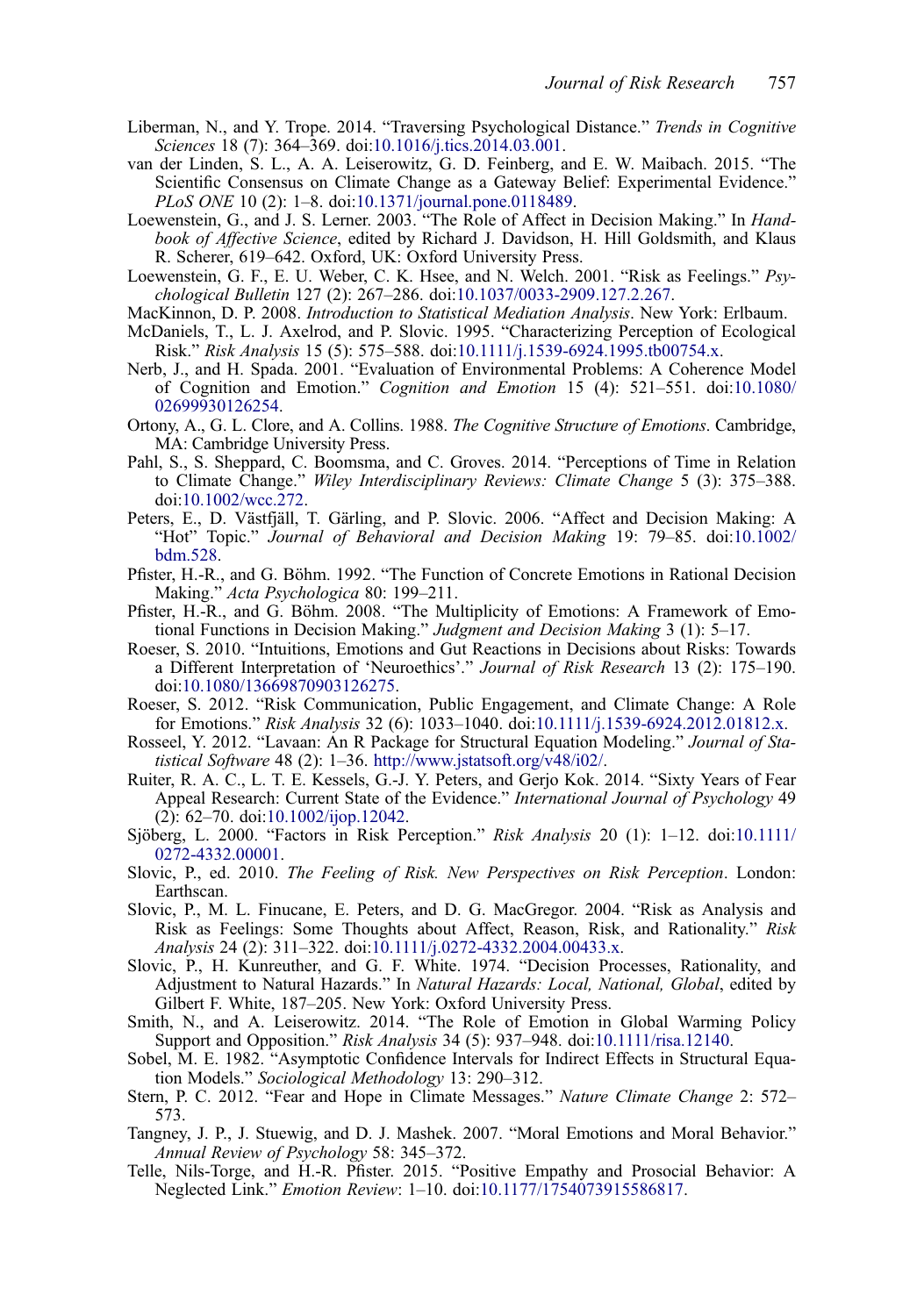Liberman, N., and Y. Trope. 2014. "Traversing Psychological Distance." *Trends in Cognitive Sciences* 18 (7): 364–369. doi:10.1016/j.tics.2014.03.001.

van der Linden, S. L., A. A. Leiserowitz, G. D. Feinberg, and E. W. Maibach. 2015. "The Scientific Consensus on Climate Change as a Gateway Belief: Experimental Evidence." *PLoS ONE* 10 (2): 1–8. doi:10.1371/journal.pone.0118489.

Loewenstein, G., and J. S. Lerner. 2003. "The Role of Affect in Decision Making." In *Handbook of Affective Science*, edited by Richard J. Davidson, H. Hill Goldsmith, and Klaus R. Scherer, 619–642. Oxford, UK: Oxford University Press.

Loewenstein, G. F., E. U. Weber, C. K. Hsee, and N. Welch. 2001. "Risk as Feelings." *Psychological Bulletin* 127 (2): 267–286. doi:10.1037/0033-2909.127.2.267.

MacKinnon, D. P. 2008. *Introduction to Statistical Mediation Analysis*. New York: Erlbaum.

McDaniels, T., L. J. Axelrod, and P. Slovic. 1995. "Characterizing Perception of Ecological Risk." *Risk Analysis* 15 (5): 575–588. doi:10.1111/j.1539-6924.1995.tb00754.x.

Nerb, J., and H. Spada. 2001. "Evaluation of Environmental Problems: A Coherence Model of Cognition and Emotion." *Cognition and Emotion* 15 (4): 521–551. doi:10.1080/02699930126254.

Ortony, A., G. L. Clore, and A. Collins. 1988. *The Cognitive Structure of Emotions*. Cambridge, MA: Cambridge University Press.

Pahl, S., S. Sheppard, C. Boomsma, and C. Groves. 2014. "Perceptions of Time in Relation to Climate Change." *Wiley Interdisciplinary Reviews: Climate Change* 5 (3): 375–388. doi:10.1002/wcc.272.

Peters, E., D. Västfjäll, T. Gärling, and P. Slovic. 2006. "Affect and Decision Making: A "Hot" Topic." *Journal of Behavioral and Decision Making* 19: 79–85. doi:10.1002/bdm.528.

Pfister, H.-R., and G. Böhm. 1992. "The Function of Concrete Emotions in Rational Decision Making." *Acta Psychologica* 80: 199–211.

Pfister, H.-R., and G. Böhm. 2008. "The Multiplicity of Emotions: A Framework of Emotional Functions in Decision Making." *Judgment and Decision Making* 3 (1): 5–17.

Roeser, S. 2010. "Intuitions, Emotions and Gut Reactions in Decisions about Risks: Towards a Different Interpretation of 'Neuroethics'." *Journal of Risk Research* 13 (2): 175–190. doi:10.1080/13669870903126275.

Roeser, S. 2012. "Risk Communication, Public Engagement, and Climate Change: A Role for Emotions." *Risk Analysis* 32 (6): 1033–1040. doi:10.1111/j.1539-6924.2012.01812.x.

Rosseel, Y. 2012. "Lavaan: An R Package for Structural Equation Modeling." *Journal of Statistical Software* 48 (2): 1–36. http://www.jstatsoft.org/v48/i02/.

Ruiter, R. A. C., L. T. E. Kessels, G.-J. Y. Peters, and Gerjo Kok. 2014. "Sixty Years of Fear Appeal Research: Current State of the Evidence." *International Journal of Psychology* 49 (2): 62–70. doi:10.1002/ijop.12042.

Sjöberg, L. 2000. "Factors in Risk Perception." *Risk Analysis* 20 (1): 1–12. doi:10.1111/0272-4332.00001.

Slovic, P., ed. 2010. *The Feeling of Risk. New Perspectives on Risk Perception*. London: Earthscan.

Slovic, P., M. L. Finucane, E. Peters, and D. G. MacGregor. 2004. "Risk as Analysis and Risk as Feelings: Some Thoughts about Affect, Reason, Risk, and Rationality." *Risk Analysis* 24 (2): 311–322. doi:10.1111/j.0272-4332.2004.00433.x.

Slovic, P., H. Kunreuther, and G. F. White. 1974. "Decision Processes, Rationality, and Adjustment to Natural Hazards." In *Natural Hazards: Local, National, Global*, edited by Gilbert F. White, 187–205. New York: Oxford University Press.

Smith, N., and A. Leiserowitz. 2014. "The Role of Emotion in Global Warming Policy Support and Opposition." *Risk Analysis* 34 (5): 937–948. doi:10.1111/risa.12140.

Sobel, M. E. 1982. "Asymptotic Confidence Intervals for Indirect Effects in Structural Equation Models." *Sociological Methodology* 13: 290–312.

Stern, P. C. 2012. "Fear and Hope in Climate Messages." *Nature Climate Change* 2: 572–573.

Tangney, J. P., J. Stuewig, and D. J. Mashek. 2007. "Moral Emotions and Moral Behavior." *Annual Review of Psychology* 58: 345–372.

Telle, Nils-Torge, and H.-R. Pfister. 2015. "Positive Empathy and Prosocial Behavior: A Neglected Link." *Emotion Review*: 1–10. doi:10.1177/1754073915586817.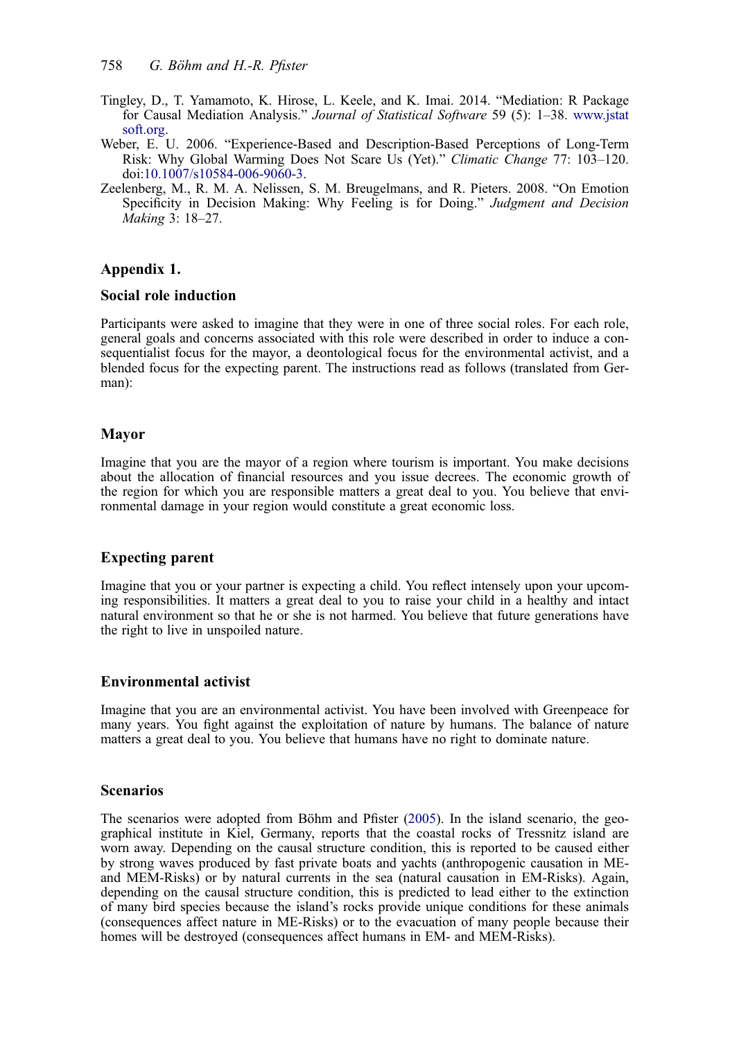Tingley, D., T. Yamamoto, K. Hirose, L. Keele, and K. Imai. 2014. "Mediation: R Package for Causal Mediation Analysis." *Journal of Statistical Software* 59 (5): 1–38. www.jstatsoft.org.

Weber, E. U. 2006. "Experience-Based and Description-Based Perceptions of Long-Term Risk: Why Global Warming Does Not Scare Us (Yet)." *Climatic Change* 77: 103–120. doi:10.1007/s10584-006-9060-3.

Zeelenberg, M., R. M. A. Nelissen, S. M. Breugelmans, and R. Pieters. 2008. "On Emotion Specificity in Decision Making: Why Feeling is for Doing." *Judgment and Decision Making* 3: 18–27.

## Appendix 1.

### Social role induction

Participants were asked to imagine that they were in one of three social roles. For each role, general goals and concerns associated with this role were described in order to induce a consequentialist focus for the mayor, a deontological focus for the environmental activist, and a blended focus for the expecting parent. The instructions read as follows (translated from German):

### Mayor

Imagine that you are the mayor of a region where tourism is important. You make decisions about the allocation of financial resources and you issue decrees. The economic growth of the region for which you are responsible matters a great deal to you. You believe that environmental damage in your region would constitute a great economic loss.

### Expecting parent

Imagine that you or your partner is expecting a child. You reflect intensely upon your upcoming responsibilities. It matters a great deal to you to raise your child in a healthy and intact natural environment so that he or she is not harmed. You believe that future generations have the right to live in unspoiled nature.

### Environmental activist

Imagine that you are an environmental activist. You have been involved with Greenpeace for many years. You fight against the exploitation of nature by humans. The balance of nature matters a great deal to you. You believe that humans have no right to dominate nature.

### Scenarios

The scenarios were adopted from Böhm and Pfister (2005). In the island scenario, the geographical institute in Kiel, Germany, reports that the coastal rocks of Tressnitz island are worn away. Depending on the causal structure condition, this is reported to be caused either by strong waves produced by fast private boats and yachts (anthropogenic causation in ME- and MEM-Risks) or by natural currents in the sea (natural causation in EM-Risks). Again, depending on the causal structure condition, this is predicted to lead either to the extinction of many bird species because the island's rocks provide unique conditions for these animals (consequences affect nature in ME-Risks) or to the evacuation of many people because their homes will be destroyed (consequences affect humans in EM- and MEM-Risks).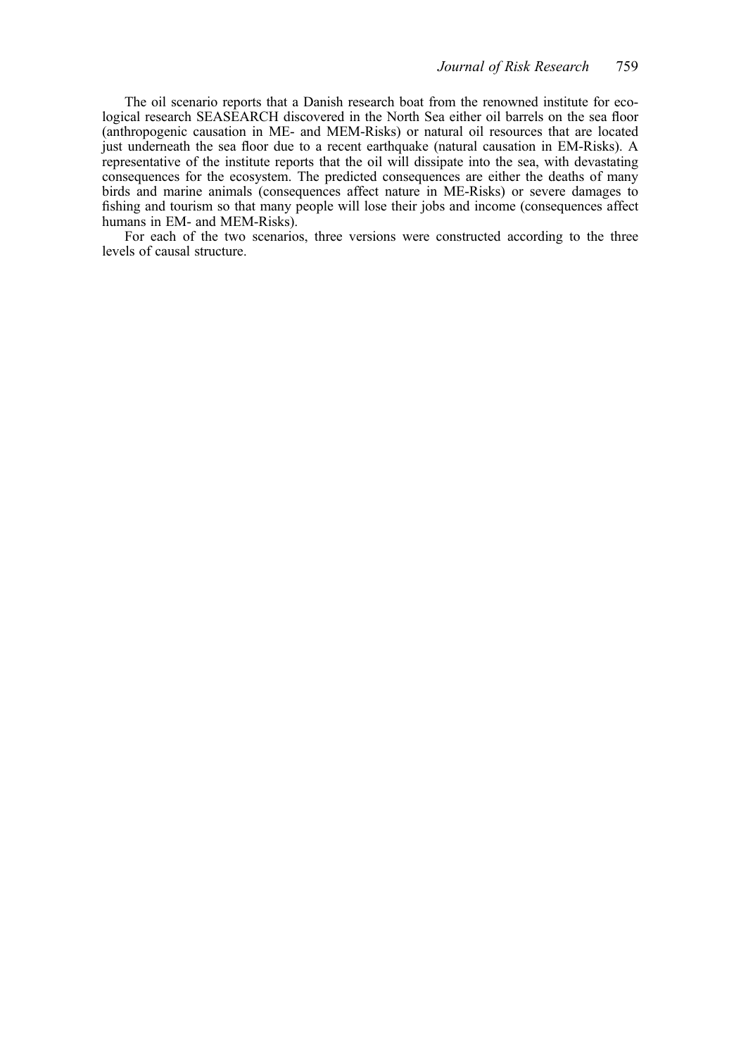The oil scenario reports that a Danish research boat from the renowned institute for ecological research SEASEARCH discovered in the North Sea either oil barrels on the sea floor (anthropogenic causation in ME- and MEM-Risks) or natural oil resources that are located just underneath the sea floor due to a recent earthquake (natural causation in EM-Risks). A representative of the institute reports that the oil will dissipate into the sea, with devastating consequences for the ecosystem. The predicted consequences are either the deaths of many birds and marine animals (consequences affect nature in ME-Risks) or severe damages to fishing and tourism so that many people will lose their jobs and income (consequences affect humans in EM- and MEM-Risks).

For each of the two scenarios, three versions were constructed according to the three levels of causal structure.